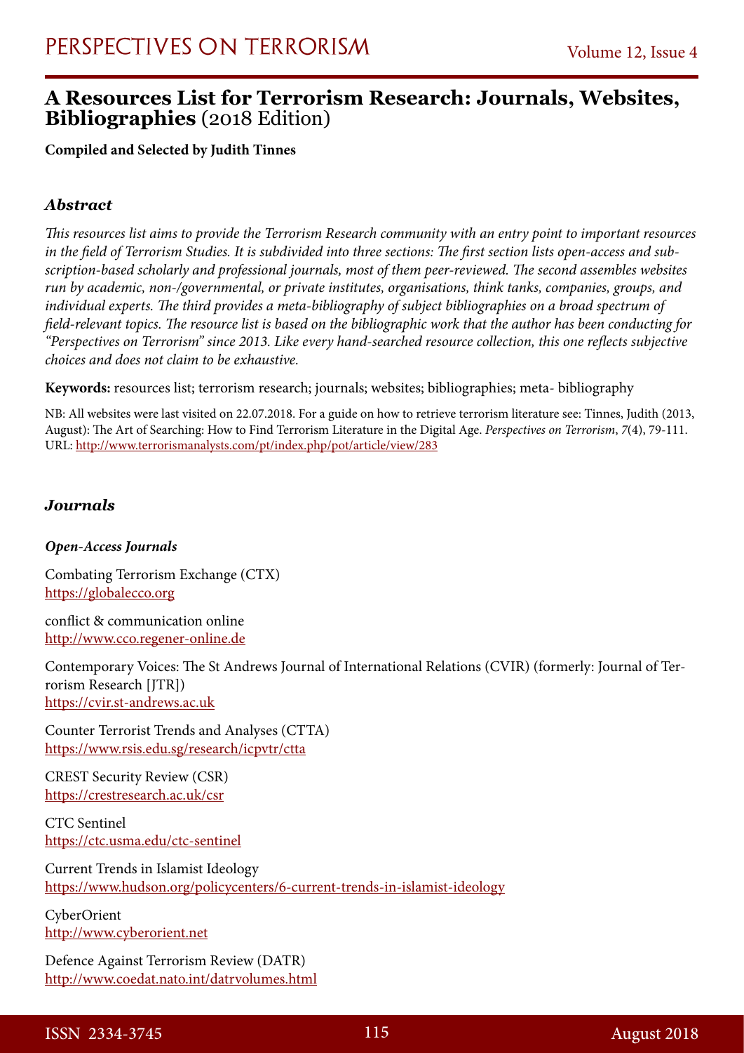# A Resources List for Terrorism Research: Journals, Websites, Bibliographies (2018 Edition)

**Compiled and Selected by Judith Tinnes**

### *Abstract*

*This resources list aims to provide the Terrorism Research community with an entry point to important resources in the field of Terrorism Studies. It is subdivided into three sections: The first section lists open-access and subscription-based scholarly and professional journals, most of them peer-reviewed. The second assembles websites run by academic, non-/governmental, or private institutes, organisations, think tanks, companies, groups, and individual experts. The third provides a meta-bibliography of subject bibliographies on a broad spectrum of field-relevant topics. The resource list is based on the bibliographic work that the author has been conducting for "Perspectives on Terrorism" since 2013. Like every hand-searched resource collection, this one reflects subjective choices and does not claim to be exhaustive.*

**Keywords:** resources list; terrorism research; journals; websites; bibliographies; meta- bibliography

NB: All websites were last visited on 22.07.2018. For a guide on how to retrieve terrorism literature see: Tinnes, Judith (2013, August): The Art of Searching: How to Find Terrorism Literature in the Digital Age. *Perspectives on Terrorism*, *7*(4), 79-111. URL: http://www.terrorismanalysts.com/pt/index.php/pot/article/view/283

## *Journals*

#### *Open-Access Journals*

Combating Terrorism Exchange (CTX)
https://globalecco.org

conflict & communication online
http://www.cco.regener-online.de

Contemporary Voices: The St Andrews Journal of International Relations (CVIR) (formerly: Journal of Terrorism Research [JTR])
https://cvir.st-andrews.ac.uk

Counter Terrorist Trends and Analyses (CTTA)
https://www.rsis.edu.sg/research/icpvtr/ctta

CREST Security Review (CSR)
https://crestresearch.ac.uk/csr

CTC Sentinel
https://ctc.usma.edu/ctc-sentinel

Current Trends in Islamist Ideology
https://www.hudson.org/policycenters/6-current-trends-in-islamist-ideology

CyberOrient
http://www.cyberorient.net

Defence Against Terrorism Review (DATR)
http://www.coedat.nato.int/datrvolumes.html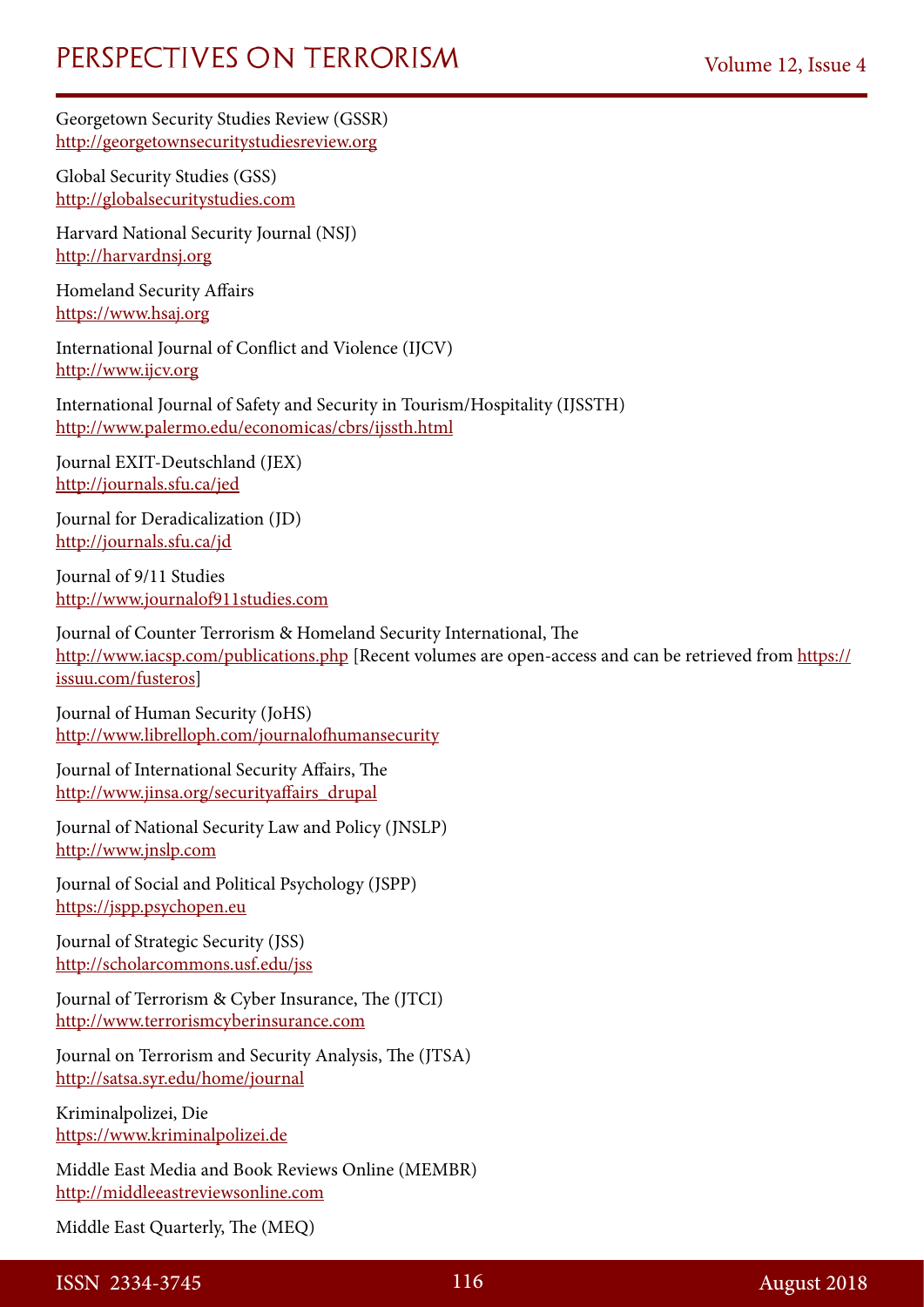Georgetown Security Studies Review (GSSR)
http://georgetownsecuritystudiesreview.org

Global Security Studies (GSS)
http://globalsecuritystudies.com

Harvard National Security Journal (NSJ)
http://harvardnsj.org

Homeland Security Affairs
https://www.hsaj.org

International Journal of Conflict and Violence (IJCV)
http://www.ijcv.org

International Journal of Safety and Security in Tourism/Hospitality (IJSSTH)
http://www.palermo.edu/economicas/cbrs/ijssth.html

Journal EXIT-Deutschland (JEX)
http://journals.sfu.ca/jed

Journal for Deradicalization (JD)
http://journals.sfu.ca/jd

Journal of 9/11 Studies
http://www.journalof911studies.com

Journal of Counter Terrorism & Homeland Security International, The
http://www.iacsp.com/publications.php [Recent volumes are open-access and can be retrieved from https://issuu.com/fusteros]

Journal of Human Security (JoHS)
http://www.librelloph.com/journalofhumansecurity

Journal of International Security Affairs, The
http://www.jinsa.org/securityaffairs_drupal

Journal of National Security Law and Policy (JNSLP)
http://www.jnslp.com

Journal of Social and Political Psychology (JSPP)
https://jspp.psychopen.eu

Journal of Strategic Security (JSS)
http://scholarcommons.usf.edu/jss

Journal of Terrorism & Cyber Insurance, The (JTCI)
http://www.terrorismcyberinsurance.com

Journal on Terrorism and Security Analysis, The (JTSA)
http://satsa.syr.edu/home/journal

Kriminalpolizei, Die
https://www.kriminalpolizei.de

Middle East Media and Book Reviews Online (MEMBR)
http://middleeastreviewsonline.com

Middle East Quarterly, The (MEQ)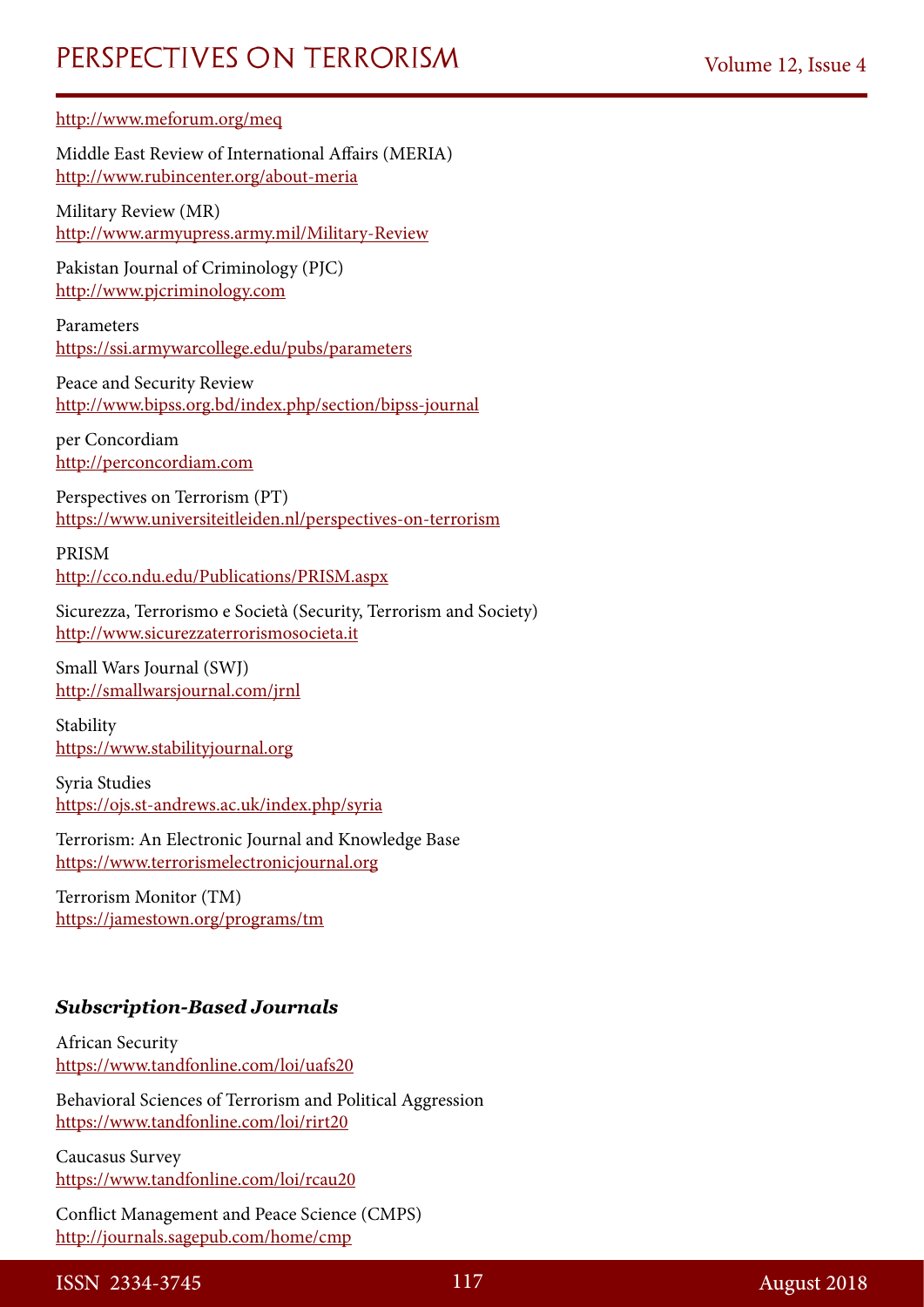http://www.meforum.org/meq

Middle East Review of International Affairs (MERIA)
http://www.rubincenter.org/about-meria

Military Review (MR)
http://www.armyupress.army.mil/Military-Review

Pakistan Journal of Criminology (PJC)
http://www.pjcriminology.com

Parameters
https://ssi.armywarcollege.edu/pubs/parameters

Peace and Security Review
http://www.bipss.org.bd/index.php/section/bipss-journal

per Concordiam
http://perconcordiam.com

Perspectives on Terrorism (PT)
https://www.universiteitleiden.nl/perspectives-on-terrorism

PRISM
http://cco.ndu.edu/Publications/PRISM.aspx

Sicurezza, Terrorismo e Società (Security, Terrorism and Society)
http://www.sicurezzaterrorismosocieta.it

Small Wars Journal (SWJ)
http://smallwarsjournal.com/jrnl

Stability
https://www.stabilityjournal.org

Syria Studies
https://ojs.st-andrews.ac.uk/index.php/syria

Terrorism: An Electronic Journal and Knowledge Base
https://www.terrorismelectronicjournal.org

Terrorism Monitor (TM)
https://jamestown.org/programs/tm

### *Subscription-Based Journals*

African Security
https://www.tandfonline.com/loi/uafs20

Behavioral Sciences of Terrorism and Political Aggression
https://www.tandfonline.com/loi/rirt20

Caucasus Survey
https://www.tandfonline.com/loi/rcau20

Conflict Management and Peace Science (CMPS)
http://journals.sagepub.com/home/cmp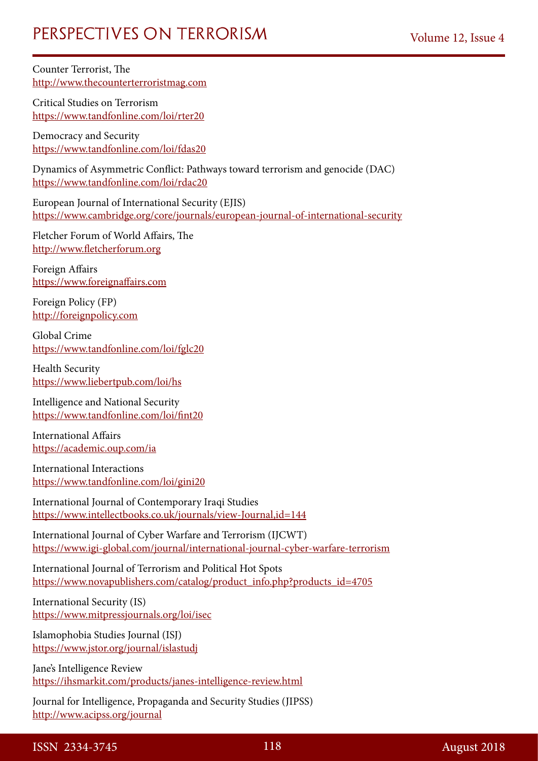Counter Terrorist, The
http://www.thecounterterroristmag.com

Critical Studies on Terrorism
https://www.tandfonline.com/loi/rter20

Democracy and Security
https://www.tandfonline.com/loi/fdas20

Dynamics of Asymmetric Conflict: Pathways toward terrorism and genocide (DAC)
https://www.tandfonline.com/loi/rdac20

European Journal of International Security (EJIS)
https://www.cambridge.org/core/journals/european-journal-of-international-security

Fletcher Forum of World Affairs, The
http://www.fletcherforum.org

Foreign Affairs
https://www.foreignaffairs.com

Foreign Policy (FP)
http://foreignpolicy.com

Global Crime
https://www.tandfonline.com/loi/fglc20

Health Security
https://www.liebertpub.com/loi/hs

Intelligence and National Security
https://www.tandfonline.com/loi/fint20

International Affairs
https://academic.oup.com/ia

International Interactions
https://www.tandfonline.com/loi/gini20

International Journal of Contemporary Iraqi Studies
https://www.intellectbooks.co.uk/journals/view-Journal,id=144

International Journal of Cyber Warfare and Terrorism (IJCWT)
https://www.igi-global.com/journal/international-journal-cyber-warfare-terrorism

International Journal of Terrorism and Political Hot Spots
https://www.novapublishers.com/catalog/product_info.php?products_id=4705

International Security (IS)
https://www.mitpressjournals.org/loi/isec

Islamophobia Studies Journal (ISJ)
https://www.jstor.org/journal/islastudj

Jane's Intelligence Review
https://ihsmarkit.com/products/janes-intelligence-review.html

Journal for Intelligence, Propaganda and Security Studies (JIPSS)
http://www.acipss.org/journal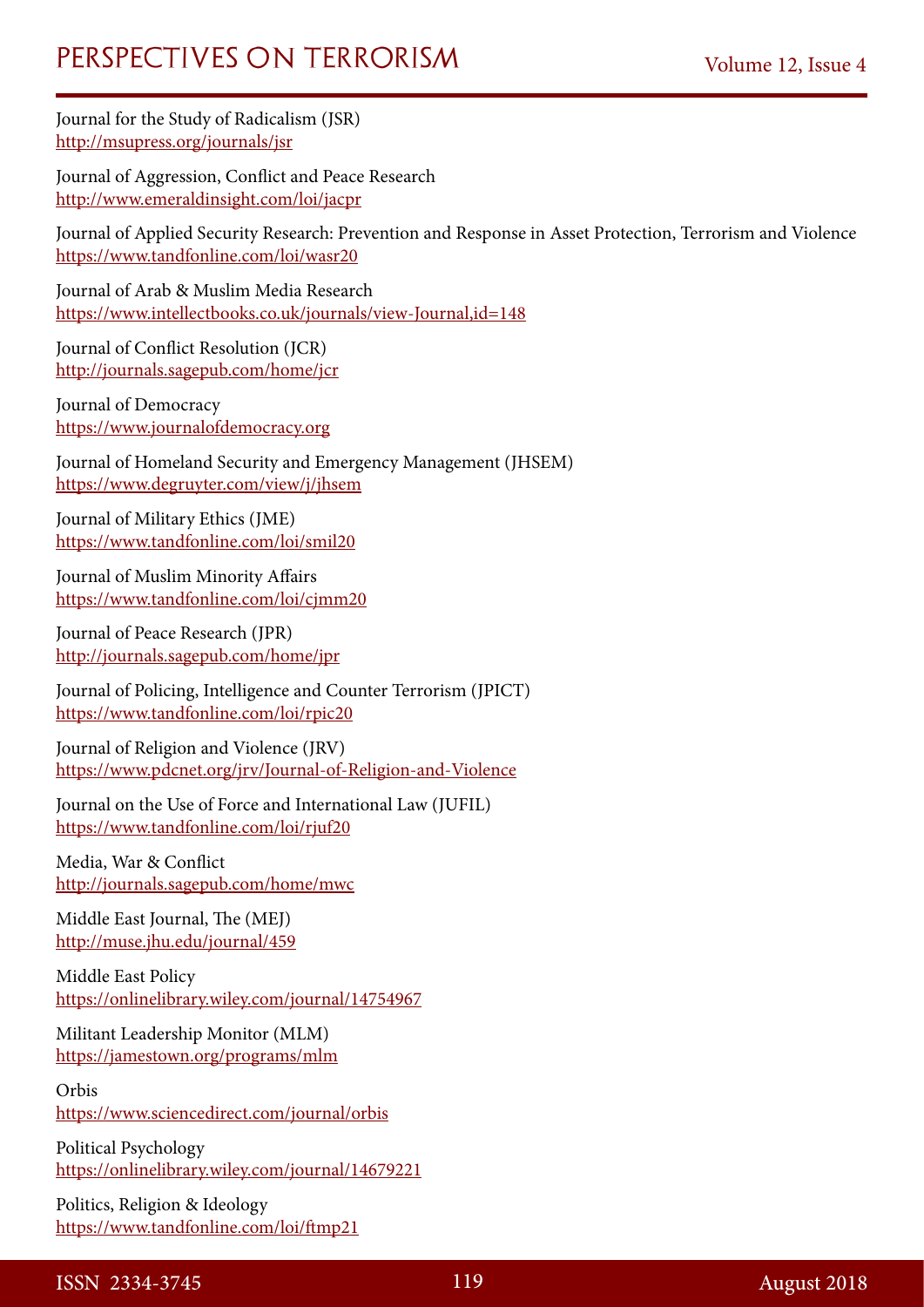Journal for the Study of Radicalism (JSR)
http://msupress.org/journals/jsr

Journal of Aggression, Conflict and Peace Research
http://www.emeraldinsight.com/loi/jacpr

Journal of Applied Security Research: Prevention and Response in Asset Protection, Terrorism and Violence
https://www.tandfonline.com/loi/wasr20

Journal of Arab & Muslim Media Research
https://www.intellectbooks.co.uk/journals/view-Journal,id=148

Journal of Conflict Resolution (JCR)
http://journals.sagepub.com/home/jcr

Journal of Democracy
https://www.journalofdemocracy.org

Journal of Homeland Security and Emergency Management (JHSEM)
https://www.degruyter.com/view/j/jhsem

Journal of Military Ethics (JME)
https://www.tandfonline.com/loi/smil20

Journal of Muslim Minority Affairs
https://www.tandfonline.com/loi/cjmm20

Journal of Peace Research (JPR)
http://journals.sagepub.com/home/jpr

Journal of Policing, Intelligence and Counter Terrorism (JPICT)
https://www.tandfonline.com/loi/rpic20

Journal of Religion and Violence (JRV)
https://www.pdcnet.org/jrv/Journal-of-Religion-and-Violence

Journal on the Use of Force and International Law (JUFIL)
https://www.tandfonline.com/loi/rjuf20

Media, War & Conflict
http://journals.sagepub.com/home/mwc

Middle East Journal, The (MEJ)
http://muse.jhu.edu/journal/459

Middle East Policy
https://onlinelibrary.wiley.com/journal/14754967

Militant Leadership Monitor (MLM)
https://jamestown.org/programs/mlm

Orbis
https://www.sciencedirect.com/journal/orbis

Political Psychology
https://onlinelibrary.wiley.com/journal/14679221

Politics, Religion & Ideology
https://www.tandfonline.com/loi/ftmp21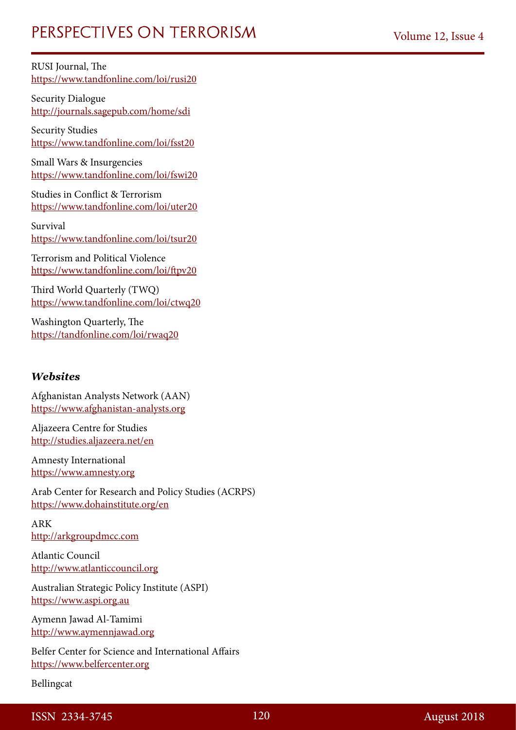RUSI Journal, The
https://www.tandfonline.com/loi/rusi20

Security Dialogue
http://journals.sagepub.com/home/sdi

Security Studies
https://www.tandfonline.com/loi/fsst20

Small Wars & Insurgencies
https://www.tandfonline.com/loi/fswi20

Studies in Conflict & Terrorism
https://www.tandfonline.com/loi/uter20

Survival
https://www.tandfonline.com/loi/tsur20

Terrorism and Political Violence
https://www.tandfonline.com/loi/ftpv20

Third World Quarterly (TWQ)
https://www.tandfonline.com/loi/ctwq20

Washington Quarterly, The
https://tandfonline.com/loi/rwaq20

***Websites***

Afghanistan Analysts Network (AAN)
https://www.afghanistan-analysts.org

Aljazeera Centre for Studies
http://studies.aljazeera.net/en

Amnesty International
https://www.amnesty.org

Arab Center for Research and Policy Studies (ACRPS)
https://www.dohainstitute.org/en

ARK
http://arkgroupdmcc.com

Atlantic Council
http://www.atlanticcouncil.org

Australian Strategic Policy Institute (ASPI)
https://www.aspi.org.au

Aymenn Jawad Al-Tamimi
http://www.aymennjawad.org

Belfer Center for Science and International Affairs
https://www.belfercenter.org

Bellingcat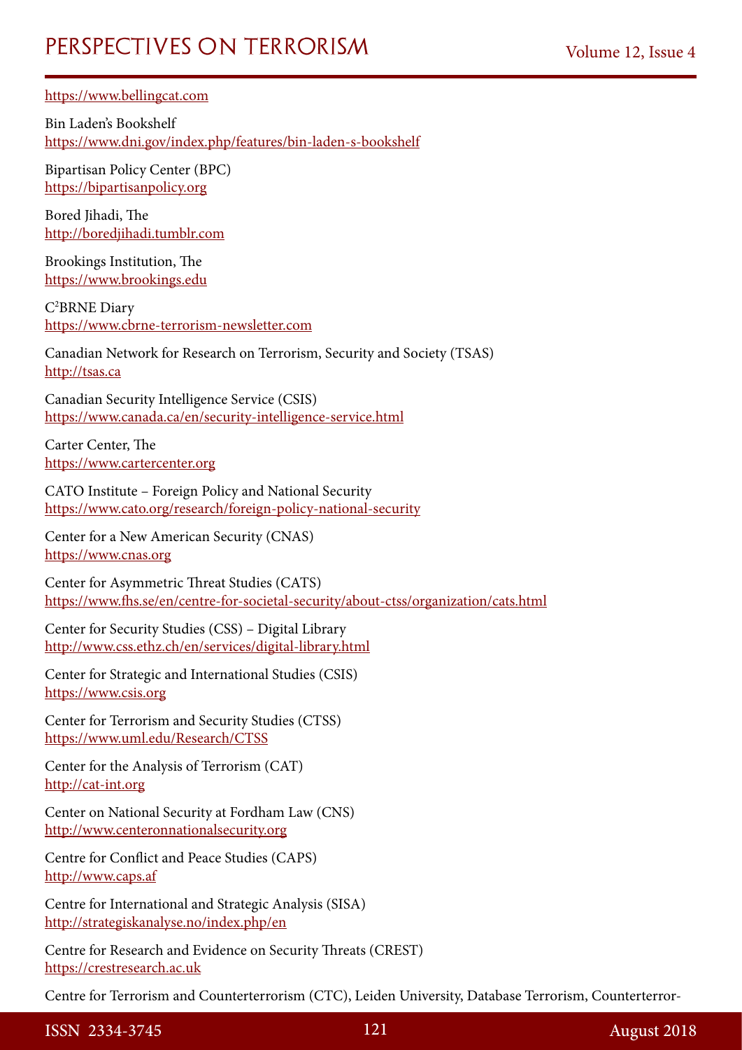https://www.bellingcat.com

Bin Laden's Bookshelf
https://www.dni.gov/index.php/features/bin-laden-s-bookshelf

Bipartisan Policy Center (BPC)
https://bipartisanpolicy.org

Bored Jihadi, The
http://boredjihadi.tumblr.com

Brookings Institution, The
https://www.brookings.edu

C$^2$BRNE Diary
https://www.cbrne-terrorism-newsletter.com

Canadian Network for Research on Terrorism, Security and Society (TSAS)
http://tsas.ca

Canadian Security Intelligence Service (CSIS)
https://www.canada.ca/en/security-intelligence-service.html

Carter Center, The
https://www.cartercenter.org

CATO Institute – Foreign Policy and National Security
https://www.cato.org/research/foreign-policy-national-security

Center for a New American Security (CNAS)
https://www.cnas.org

Center for Asymmetric Threat Studies (CATS)
https://www.fhs.se/en/centre-for-societal-security/about-ctss/organization/cats.html

Center for Security Studies (CSS) – Digital Library
http://www.css.ethz.ch/en/services/digital-library.html

Center for Strategic and International Studies (CSIS)
https://www.csis.org

Center for Terrorism and Security Studies (CTSS)
https://www.uml.edu/Research/CTSS

Center for the Analysis of Terrorism (CAT)
http://cat-int.org

Center on National Security at Fordham Law (CNS)
http://www.centeronnationalsecurity.org

Centre for Conflict and Peace Studies (CAPS)
http://www.caps.af

Centre for International and Strategic Analysis (SISA)
http://strategiskanalyse.no/index.php/en

Centre for Research and Evidence on Security Threats (CREST)
https://crestresearch.ac.uk

Centre for Terrorism and Counterterrorism (CTC), Leiden University, Database Terrorism, Counterterror-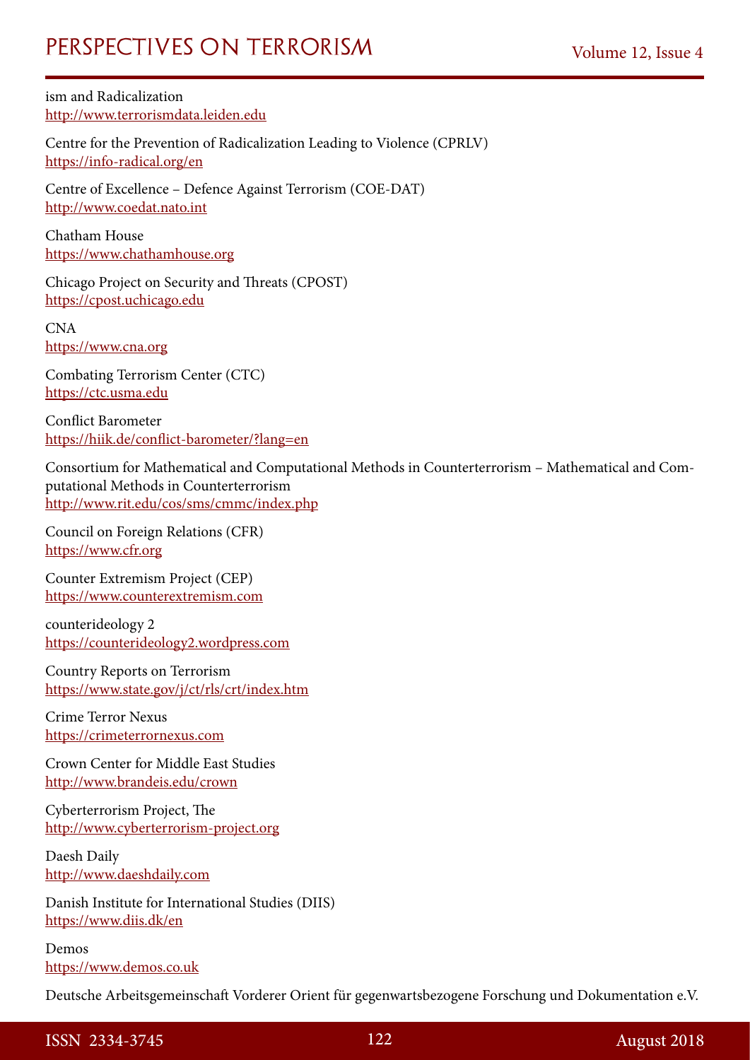ism and Radicalization
http://www.terrorismdata.leiden.edu

Centre for the Prevention of Radicalization Leading to Violence (CPRLV)
https://info-radical.org/en

Centre of Excellence – Defence Against Terrorism (COE-DAT)
http://www.coedat.nato.int

Chatham House
https://www.chathamhouse.org

Chicago Project on Security and Threats (CPOST)
https://cpost.uchicago.edu

CNA
https://www.cna.org

Combating Terrorism Center (CTC)
https://ctc.usma.edu

Conflict Barometer
https://hiik.de/conflict-barometer/?lang=en

Consortium for Mathematical and Computational Methods in Counterterrorism – Mathematical and Computational Methods in Counterterrorism
http://www.rit.edu/cos/sms/cmmc/index.php

Council on Foreign Relations (CFR)
https://www.cfr.org

Counter Extremism Project (CEP)
https://www.counterextremism.com

counterideology 2
https://counterideology2.wordpress.com

Country Reports on Terrorism
https://www.state.gov/j/ct/rls/crt/index.htm

Crime Terror Nexus
https://crimeterrornexus.com

Crown Center for Middle East Studies
http://www.brandeis.edu/crown

Cyberterrorism Project, The
http://www.cyberterrorism-project.org

Daesh Daily
http://www.daeshdaily.com

Danish Institute for International Studies (DIIS)
https://www.diis.dk/en

Demos
https://www.demos.co.uk

Deutsche Arbeitsgemeinschaft Vorderer Orient für gegenwartsbezogene Forschung und Dokumentation e.V.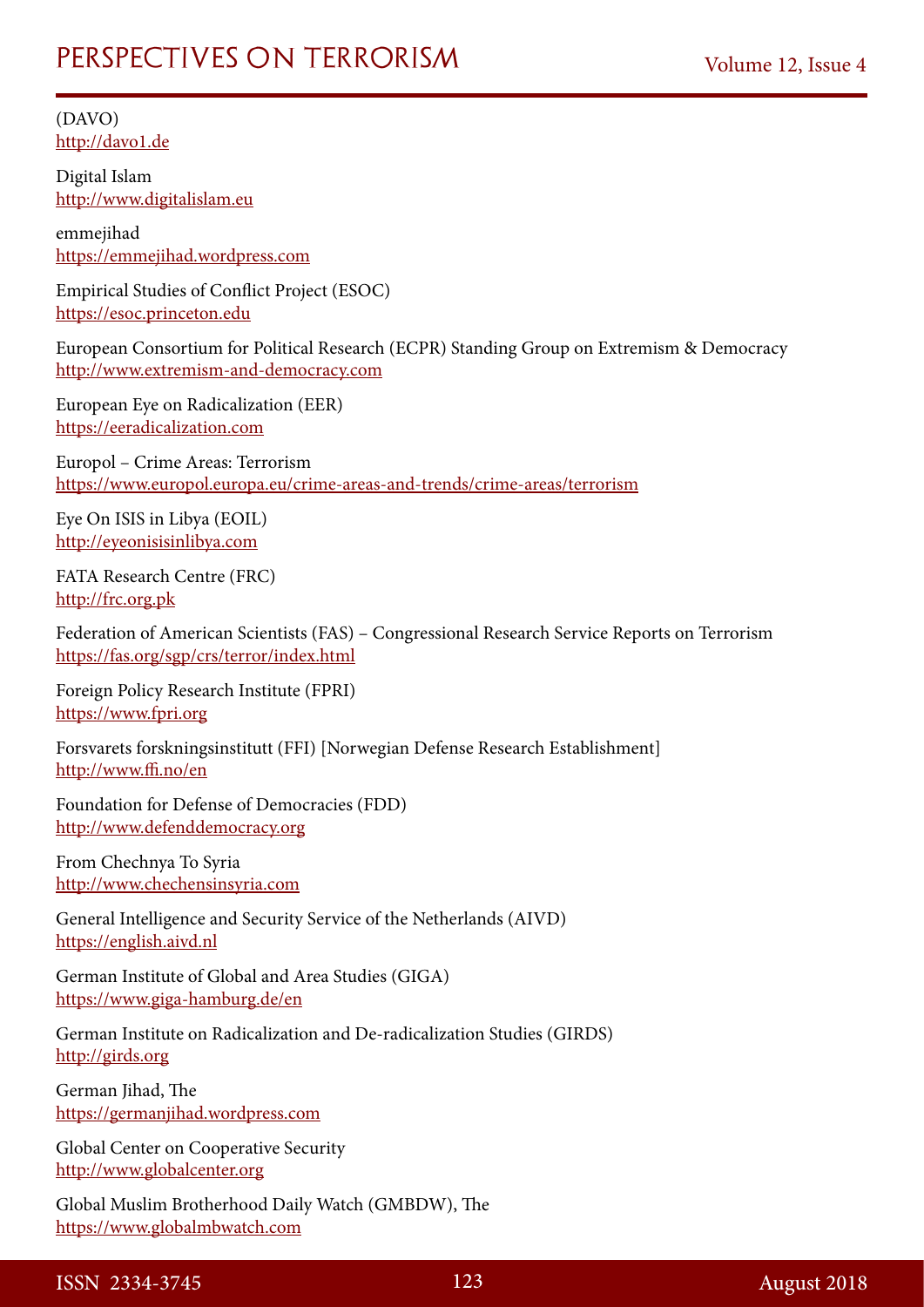(DAVO)
http://davo1.de

Digital Islam
http://www.digitalislam.eu

emmejihad
https://emmejihad.wordpress.com

Empirical Studies of Conflict Project (ESOC)
https://esoc.princeton.edu

European Consortium for Political Research (ECPR) Standing Group on Extremism & Democracy
http://www.extremism-and-democracy.com

European Eye on Radicalization (EER)
https://eeradicalization.com

Europol – Crime Areas: Terrorism
https://www.europol.europa.eu/crime-areas-and-trends/crime-areas/terrorism

Eye On ISIS in Libya (EOIL)
http://eyeonisisinlibya.com

FATA Research Centre (FRC)
http://frc.org.pk

Federation of American Scientists (FAS) – Congressional Research Service Reports on Terrorism
https://fas.org/sgp/crs/terror/index.html

Foreign Policy Research Institute (FPRI)
https://www.fpri.org

Forsvarets forskningsinstitutt (FFI) [Norwegian Defense Research Establishment]
http://www.ffi.no/en

Foundation for Defense of Democracies (FDD)
http://www.defenddemocracy.org

From Chechnya To Syria
http://www.chechensinsyria.com

General Intelligence and Security Service of the Netherlands (AIVD)
https://english.aivd.nl

German Institute of Global and Area Studies (GIGA)
https://www.giga-hamburg.de/en

German Institute on Radicalization and De-radicalization Studies (GIRDS)
http://girds.org

German Jihad, The
https://germanjihad.wordpress.com

Global Center on Cooperative Security
http://www.globalcenter.org

Global Muslim Brotherhood Daily Watch (GMBDW), The
https://www.globalmbwatch.com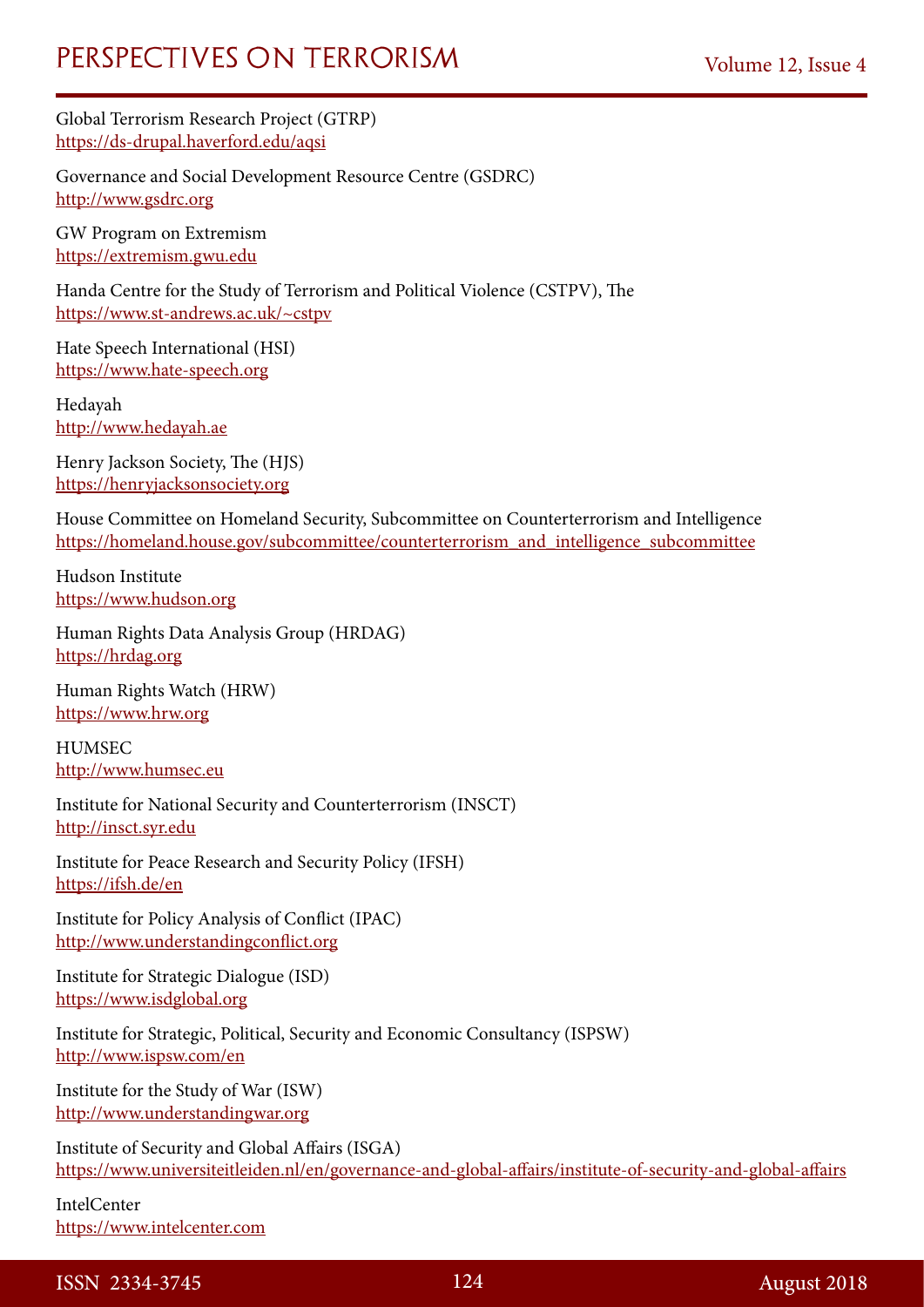Global Terrorism Research Project (GTRP)
https://ds-drupal.haverford.edu/aqsi

Governance and Social Development Resource Centre (GSDRC)
http://www.gsdrc.org

GW Program on Extremism
https://extremism.gwu.edu

Handa Centre for the Study of Terrorism and Political Violence (CSTPV), The
https://www.st-andrews.ac.uk/~cstpv

Hate Speech International (HSI)
https://www.hate-speech.org

Hedayah
http://www.hedayah.ae

Henry Jackson Society, The (HJS)
https://henryjacksonsociety.org

House Committee on Homeland Security, Subcommittee on Counterterrorism and Intelligence
https://homeland.house.gov/subcommittee/counterterrorism_and_intelligence_subcommittee

Hudson Institute
https://www.hudson.org

Human Rights Data Analysis Group (HRDAG)
https://hrdag.org

Human Rights Watch (HRW)
https://www.hrw.org

HUMSEC
http://www.humsec.eu

Institute for National Security and Counterterrorism (INSCT)
http://insct.syr.edu

Institute for Peace Research and Security Policy (IFSH)
https://ifsh.de/en

Institute for Policy Analysis of Conflict (IPAC)
http://www.understandingconflict.org

Institute for Strategic Dialogue (ISD)
https://www.isdglobal.org

Institute for Strategic, Political, Security and Economic Consultancy (ISPSW)
http://www.ispsw.com/en

Institute for the Study of War (ISW)
http://www.understandingwar.org

Institute of Security and Global Affairs (ISGA)
https://www.universiteitleiden.nl/en/governance-and-global-affairs/institute-of-security-and-global-affairs

IntelCenter
https://www.intelcenter.com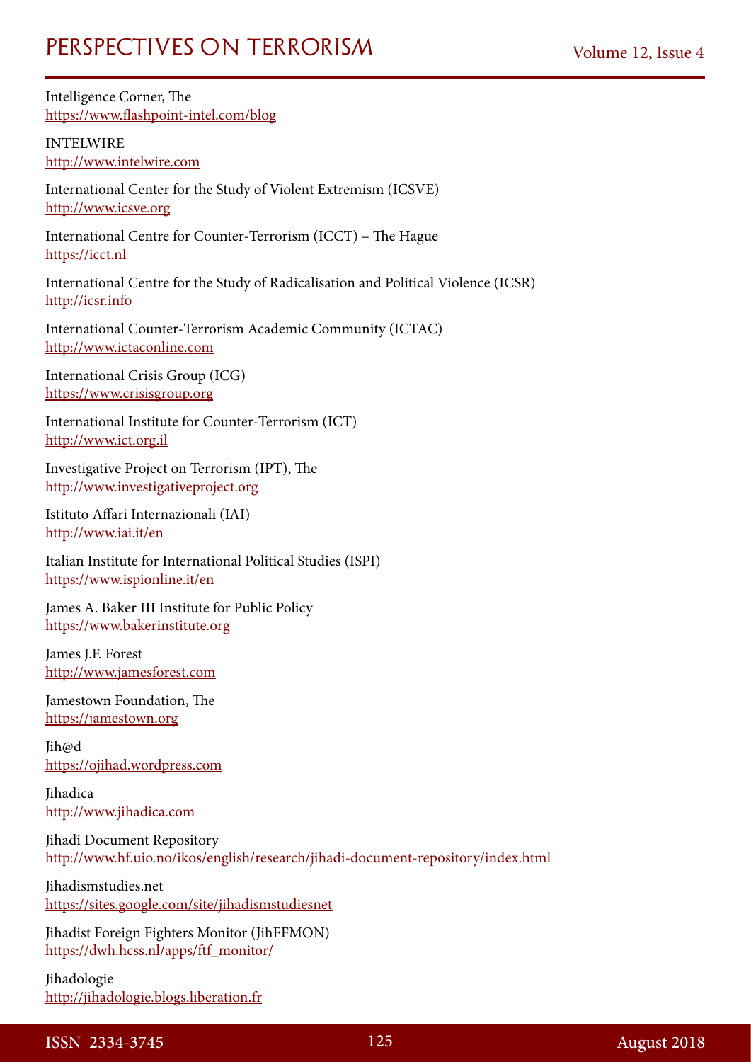Intelligence Corner, The
https://www.flashpoint-intel.com/blog

INTELWIRE
http://www.intelwire.com

International Center for the Study of Violent Extremism (ICSVE)
http://www.icsve.org

International Centre for Counter-Terrorism (ICCT) – The Hague
https://icct.nl

International Centre for the Study of Radicalisation and Political Violence (ICSR)
http://icsr.info

International Counter-Terrorism Academic Community (ICTAC)
http://www.ictaconline.com

International Crisis Group (ICG)
https://www.crisisgroup.org

International Institute for Counter-Terrorism (ICT)
http://www.ict.org.il

Investigative Project on Terrorism (IPT), The
http://www.investigativeproject.org

Istituto Affari Internazionali (IAI)
http://www.iai.it/en

Italian Institute for International Political Studies (ISPI)
https://www.ispionline.it/en

James A. Baker III Institute for Public Policy
https://www.bakerinstitute.org

James J.F. Forest
http://www.jamesforest.com

Jamestown Foundation, The
https://jamestown.org

Jih@d
https://ojihad.wordpress.com

Jihadica
http://www.jihadica.com

Jihadi Document Repository
http://www.hf.uio.no/ikos/english/research/jihadi-document-repository/index.html

Jihadismstudies.net
https://sites.google.com/site/jihadismstudiesnet

Jihadist Foreign Fighters Monitor (JihFFMON)
https://dwh.hcss.nl/apps/ftf_monitor/

Jihadologie
http://jihadologie.blogs.liberation.fr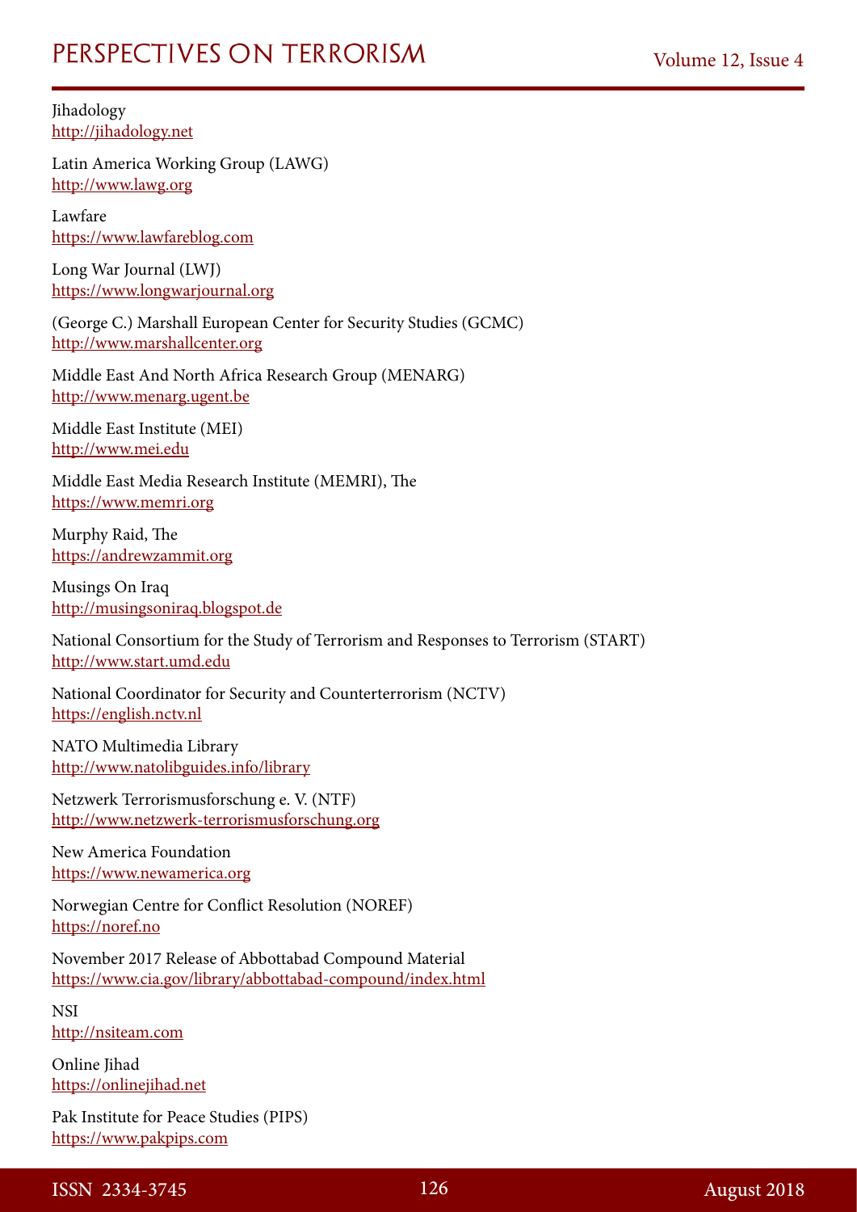Jihadology
http://jihadology.net

Latin America Working Group (LAWG)
http://www.lawg.org

Lawfare
https://www.lawfareblog.com

Long War Journal (LWJ)
https://www.longwarjournal.org

(George C.) Marshall European Center for Security Studies (GCMC)
http://www.marshallcenter.org

Middle East And North Africa Research Group (MENARG)
http://www.menarg.ugent.be

Middle East Institute (MEI)
http://www.mei.edu

Middle East Media Research Institute (MEMRI), The
https://www.memri.org

Murphy Raid, The
https://andrewzammit.org

Musings On Iraq
http://musingsoniraq.blogspot.de

National Consortium for the Study of Terrorism and Responses to Terrorism (START)
http://www.start.umd.edu

National Coordinator for Security and Counterterrorism (NCTV)
https://english.nctv.nl

NATO Multimedia Library
http://www.natolibguides.info/library

Netzwerk Terrorismusforschung e. V. (NTF)
http://www.netzwerk-terrorismusforschung.org

New America Foundation
https://www.newamerica.org

Norwegian Centre for Conflict Resolution (NOREF)
https://noref.no

November 2017 Release of Abbottabad Compound Material
https://www.cia.gov/library/abbottabad-compound/index.html

NSI
http://nsiteam.com

Online Jihad
https://onlinejihad.net

Pak Institute for Peace Studies (PIPS)
https://www.pakpips.com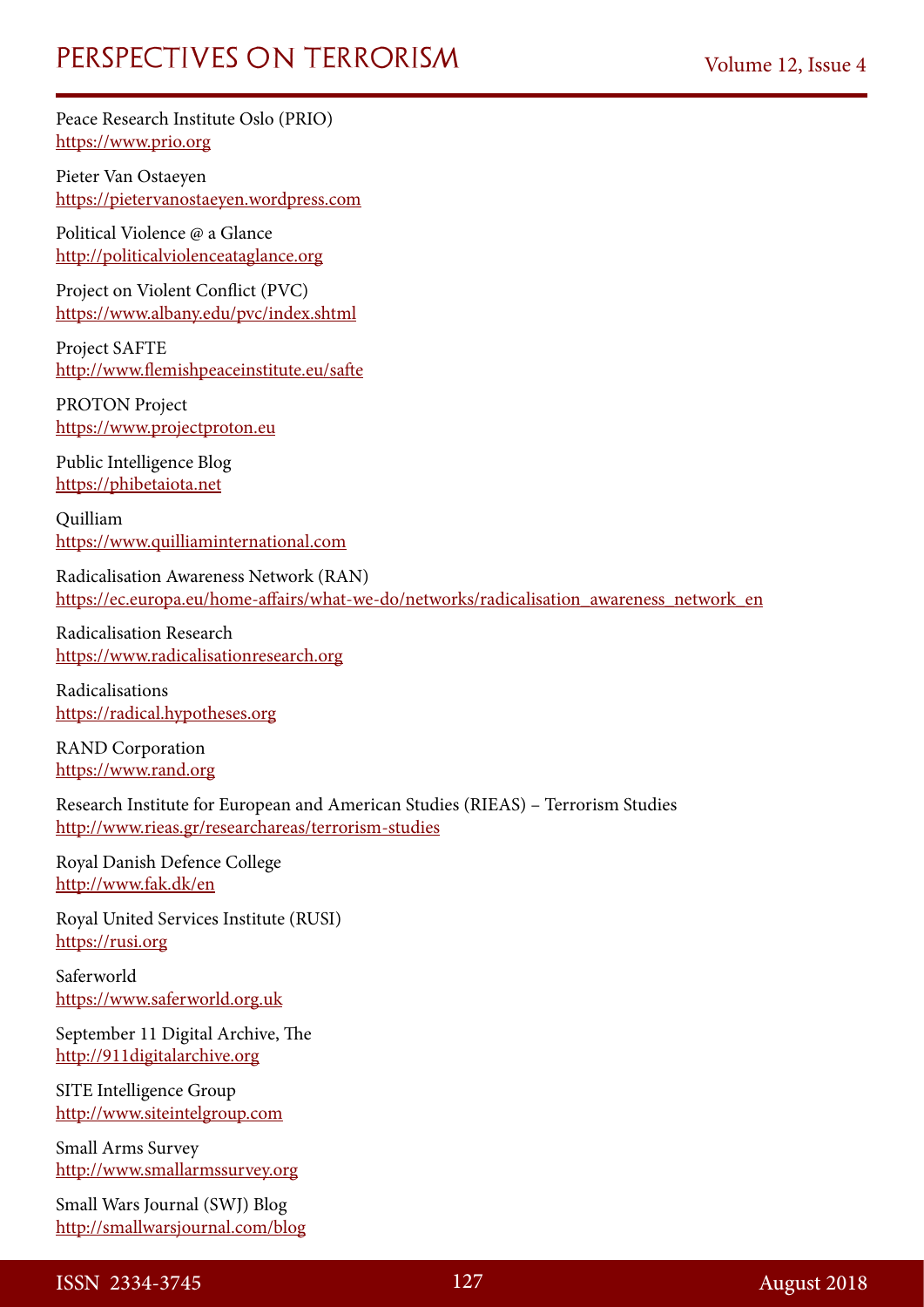Peace Research Institute Oslo (PRIO)
https://www.prio.org

Pieter Van Ostaeyen
https://pietervanostaeyen.wordpress.com

Political Violence @ a Glance
http://politicalviolenceataglance.org

Project on Violent Conflict (PVC)
https://www.albany.edu/pvc/index.shtml

Project SAFTE
http://www.flemishpeaceinstitute.eu/safte

PROTON Project
https://www.projectproton.eu

Public Intelligence Blog
https://phibetaiota.net

Quilliam
https://www.quilliaminternational.com

Radicalisation Awareness Network (RAN)
https://ec.europa.eu/home-affairs/what-we-do/networks/radicalisation_awareness_network_en

Radicalisation Research
https://www.radicalisationresearch.org

Radicalisations
https://radical.hypotheses.org

RAND Corporation
https://www.rand.org

Research Institute for European and American Studies (RIEAS) – Terrorism Studies
http://www.rieas.gr/researchareas/terrorism-studies

Royal Danish Defence College
http://www.fak.dk/en

Royal United Services Institute (RUSI)
https://rusi.org

Saferworld
https://www.saferworld.org.uk

September 11 Digital Archive, The
http://911digitalarchive.org

SITE Intelligence Group
http://www.siteintelgroup.com

Small Arms Survey
http://www.smallarmssurvey.org

Small Wars Journal (SWJ) Blog
http://smallwarsjournal.com/blog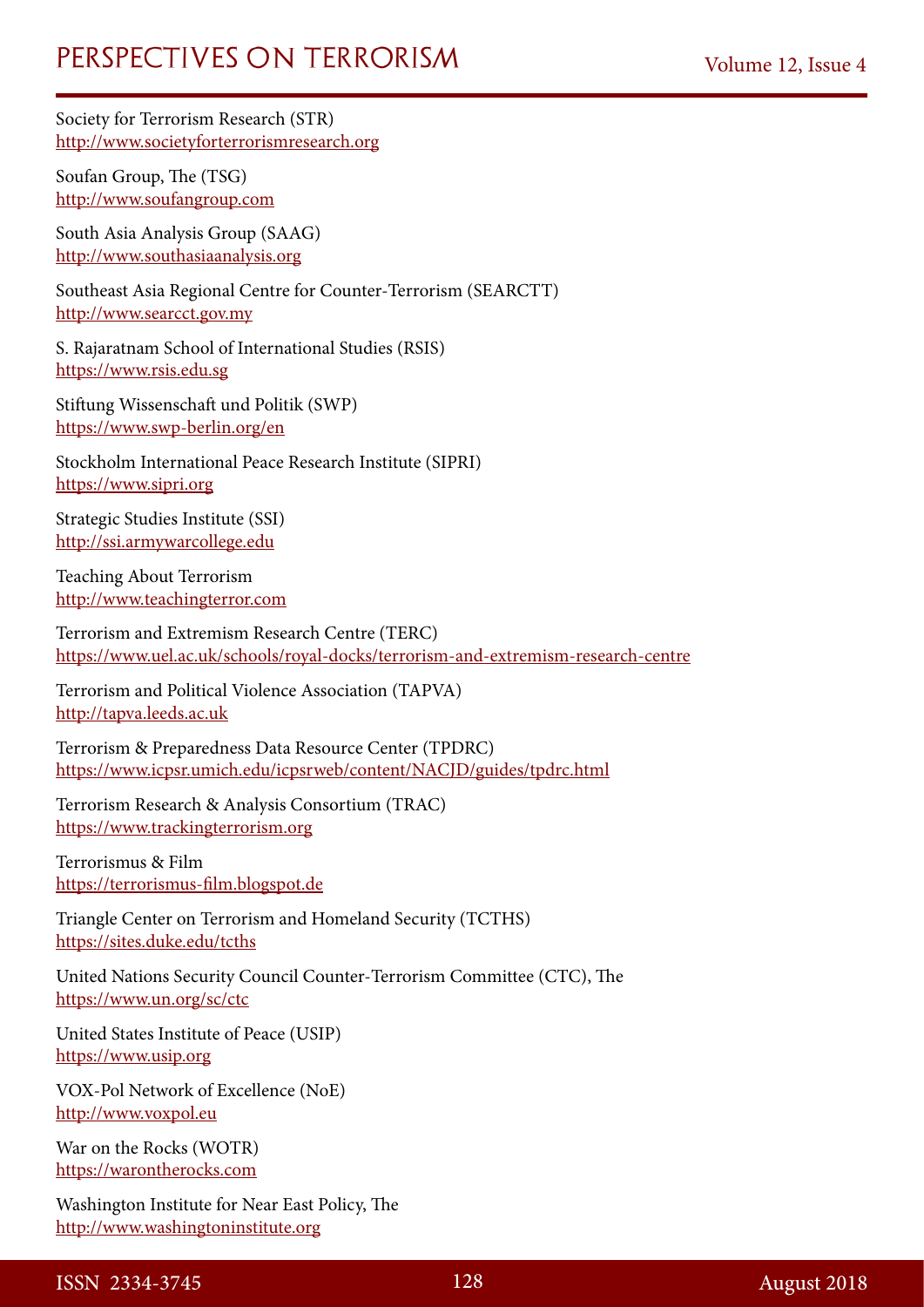Society for Terrorism Research (STR)
http://www.societyforterrorismresearch.org

Soufan Group, The (TSG)
http://www.soufangroup.com

South Asia Analysis Group (SAAG)
http://www.southasiaanalysis.org

Southeast Asia Regional Centre for Counter-Terrorism (SEARCTT)
http://www.searcct.gov.my

S. Rajaratnam School of International Studies (RSIS)
https://www.rsis.edu.sg

Stiftung Wissenschaft und Politik (SWP)
https://www.swp-berlin.org/en

Stockholm International Peace Research Institute (SIPRI)
https://www.sipri.org

Strategic Studies Institute (SSI)
http://ssi.armywarcollege.edu

Teaching About Terrorism
http://www.teachingterror.com

Terrorism and Extremism Research Centre (TERC)
https://www.uel.ac.uk/schools/royal-docks/terrorism-and-extremism-research-centre

Terrorism and Political Violence Association (TAPVA)
http://tapva.leeds.ac.uk

Terrorism & Preparedness Data Resource Center (TPDRC)
https://www.icpsr.umich.edu/icpsrweb/content/NACJD/guides/tpdrc.html

Terrorism Research & Analysis Consortium (TRAC)
https://www.trackingterrorism.org

Terrorismus & Film
https://terrorismus-film.blogspot.de

Triangle Center on Terrorism and Homeland Security (TCTHS)
https://sites.duke.edu/tcths

United Nations Security Council Counter-Terrorism Committee (CTC), The
https://www.un.org/sc/ctc

United States Institute of Peace (USIP)
https://www.usip.org

VOX-Pol Network of Excellence (NoE)
http://www.voxpol.eu

War on the Rocks (WOTR)
https://warontherocks.com

Washington Institute for Near East Policy, The
http://www.washingtoninstitute.org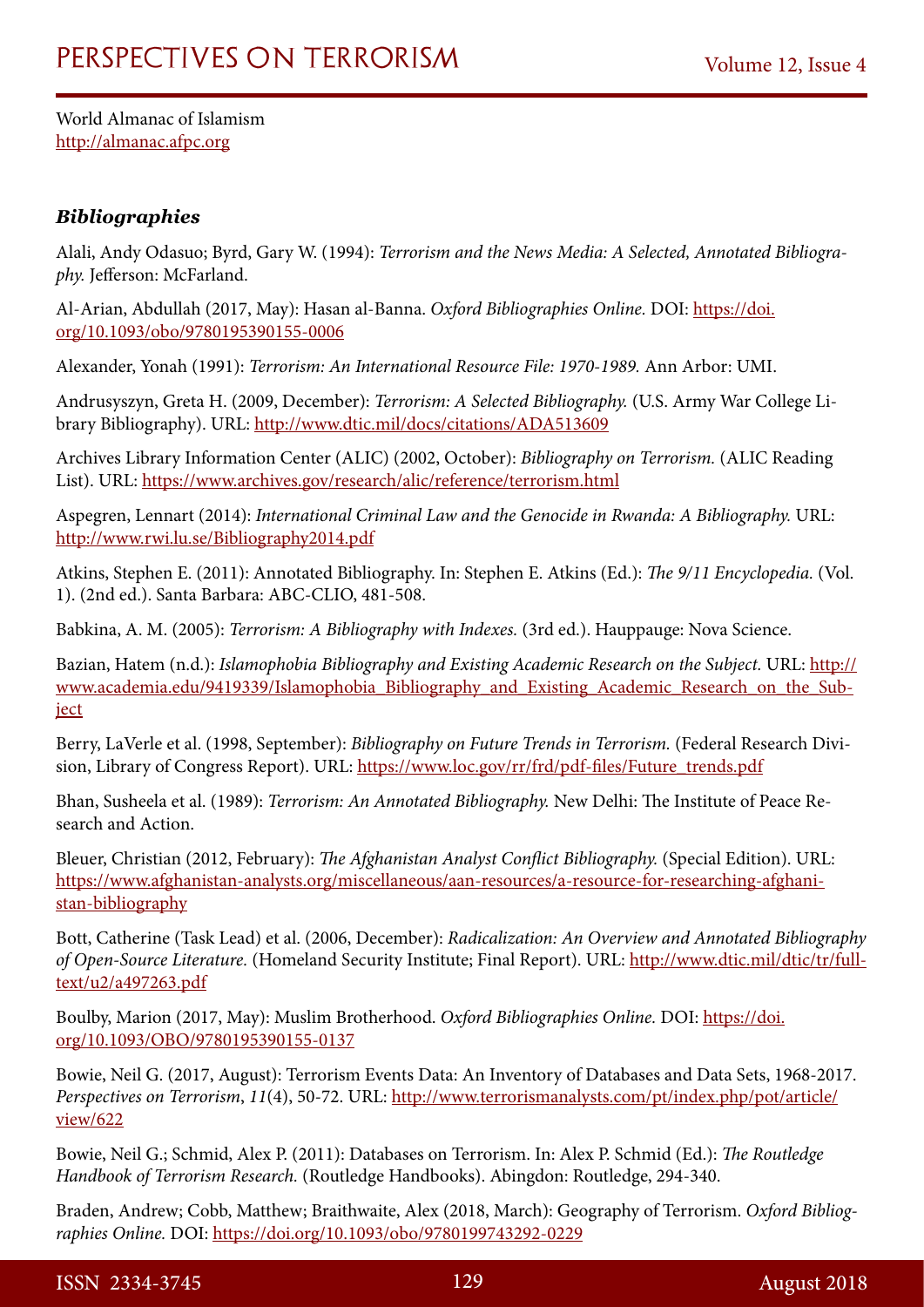World Almanac of Islamism
http://almanac.afpc.org

### *Bibliographies*

Alali, Andy Odasuo; Byrd, Gary W. (1994): *Terrorism and the News Media: A Selected, Annotated Bibliography.* Jefferson: McFarland.

Al-Arian, Abdullah (2017, May): Hasan al-Banna. *Oxford Bibliographies Online.* DOI: https://doi.org/10.1093/obo/9780195390155-0006

Alexander, Yonah (1991): *Terrorism: An International Resource File: 1970-1989.* Ann Arbor: UMI.

Andrusyszyn, Greta H. (2009, December): *Terrorism: A Selected Bibliography.* (U.S. Army War College Library Bibliography). URL: http://www.dtic.mil/docs/citations/ADA513609

Archives Library Information Center (ALIC) (2002, October): *Bibliography on Terrorism.* (ALIC Reading List). URL: https://www.archives.gov/research/alic/reference/terrorism.html

Aspegren, Lennart (2014): *International Criminal Law and the Genocide in Rwanda: A Bibliography.* URL: http://www.rwi.lu.se/Bibliography2014.pdf

Atkins, Stephen E. (2011): Annotated Bibliography. In: Stephen E. Atkins (Ed.): *The 9/11 Encyclopedia.* (Vol. 1). (2nd ed.). Santa Barbara: ABC-CLIO, 481-508.

Babkina, A. M. (2005): *Terrorism: A Bibliography with Indexes.* (3rd ed.). Hauppauge: Nova Science.

Bazian, Hatem (n.d.): *Islamophobia Bibliography and Existing Academic Research on the Subject.* URL: http://www.academia.edu/9419339/Islamophobia_Bibliography_and_Existing_Academic_Research_on_the_Subject

Berry, LaVerle et al. (1998, September): *Bibliography on Future Trends in Terrorism.* (Federal Research Division, Library of Congress Report). URL: https://www.loc.gov/rr/frd/pdf-files/Future_trends.pdf

Bhan, Susheela et al. (1989): *Terrorism: An Annotated Bibliography.* New Delhi: The Institute of Peace Research and Action.

Bleuer, Christian (2012, February): *The Afghanistan Analyst Conflict Bibliography.* (Special Edition). URL: https://www.afghanistan-analysts.org/miscellaneous/aan-resources/a-resource-for-researching-afghanistan-bibliography

Bott, Catherine (Task Lead) et al. (2006, December): *Radicalization: An Overview and Annotated Bibliography of Open-Source Literature.* (Homeland Security Institute; Final Report). URL: http://www.dtic.mil/dtic/tr/fulltext/u2/a497263.pdf

Boulby, Marion (2017, May): Muslim Brotherhood. *Oxford Bibliographies Online.* DOI: https://doi.org/10.1093/OBO/9780195390155-0137

Bowie, Neil G. (2017, August): Terrorism Events Data: An Inventory of Databases and Data Sets, 1968-2017. *Perspectives on Terrorism*, *11*(4), 50-72. URL: http://www.terrorismanalysts.com/pt/index.php/pot/article/view/622

Bowie, Neil G.; Schmid, Alex P. (2011): Databases on Terrorism. In: Alex P. Schmid (Ed.): *The Routledge Handbook of Terrorism Research.* (Routledge Handbooks). Abingdon: Routledge, 294-340.

Braden, Andrew; Cobb, Matthew; Braithwaite, Alex (2018, March): Geography of Terrorism. *Oxford Bibliographies Online.* DOI: https://doi.org/10.1093/obo/9780199743292-0229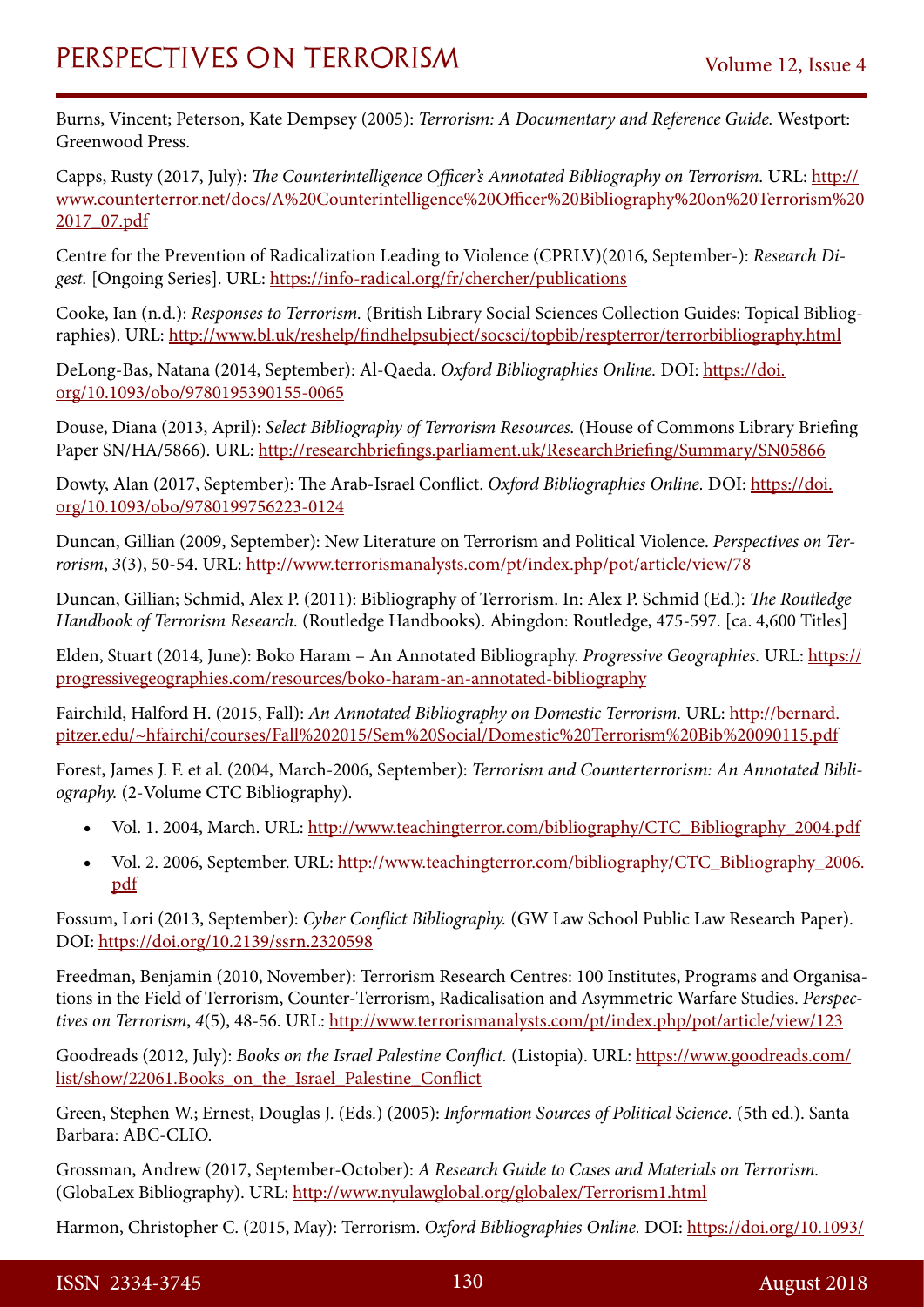Burns, Vincent; Peterson, Kate Dempsey (2005): *Terrorism: A Documentary and Reference Guide.* Westport: Greenwood Press.

Capps, Rusty (2017, July): *The Counterintelligence Officer's Annotated Bibliography on Terrorism.* URL: http://www.counterterror.net/docs/A%20Counterintelligence%20Officer%20Bibliography%20on%20Terrorism%202017_07.pdf

Centre for the Prevention of Radicalization Leading to Violence (CPRLV)(2016, September-): *Research Digest.* [Ongoing Series]. URL: https://info-radical.org/fr/chercher/publications

Cooke, Ian (n.d.): *Responses to Terrorism.* (British Library Social Sciences Collection Guides: Topical Bibliographies). URL: http://www.bl.uk/reshelp/findhelpsubject/socsci/topbib/respterror/terrorbibliography.html

DeLong-Bas, Natana (2014, September): Al-Qaeda. *Oxford Bibliographies Online.* DOI: https://doi.org/10.1093/obo/9780195390155-0065

Douse, Diana (2013, April): *Select Bibliography of Terrorism Resources.* (House of Commons Library Briefing Paper SN/HA/5866). URL: http://researchbriefings.parliament.uk/ResearchBriefing/Summary/SN05866

Dowty, Alan (2017, September): The Arab-Israel Conflict. *Oxford Bibliographies Online.* DOI: https://doi.org/10.1093/obo/9780199756223-0124

Duncan, Gillian (2009, September): New Literature on Terrorism and Political Violence. *Perspectives on Terrorism*, *3*(3), 50-54. URL: http://www.terrorismanalysts.com/pt/index.php/pot/article/view/78

Duncan, Gillian; Schmid, Alex P. (2011): Bibliography of Terrorism. In: Alex P. Schmid (Ed.): *The Routledge Handbook of Terrorism Research.* (Routledge Handbooks). Abingdon: Routledge, 475-597. [ca. 4,600 Titles]

Elden, Stuart (2014, June): Boko Haram – An Annotated Bibliography. *Progressive Geographies.* URL: https://progressivegeographies.com/resources/boko-haram-an-annotated-bibliography

Fairchild, Halford H. (2015, Fall): *An Annotated Bibliography on Domestic Terrorism.* URL: http://bernard.pitzer.edu/~hfairchi/courses/Fall%202015/Sem%20Social/Domestic%20Terrorism%20Bib%20090115.pdf

Forest, James J. F. et al. (2004, March-2006, September): *Terrorism and Counterterrorism: An Annotated Bibliography.* (2-Volume CTC Bibliography).

- Vol. 1. 2004, March. URL: http://www.teachingterror.com/bibliography/CTC_Bibliography_2004.pdf
- Vol. 2. 2006, September. URL: http://www.teachingterror.com/bibliography/CTC_Bibliography_2006.pdf

Fossum, Lori (2013, September): *Cyber Conflict Bibliography.* (GW Law School Public Law Research Paper). DOI: https://doi.org/10.2139/ssrn.2320598

Freedman, Benjamin (2010, November): Terrorism Research Centres: 100 Institutes, Programs and Organisations in the Field of Terrorism, Counter-Terrorism, Radicalisation and Asymmetric Warfare Studies. *Perspectives on Terrorism*, *4*(5), 48-56. URL: http://www.terrorismanalysts.com/pt/index.php/pot/article/view/123

Goodreads (2012, July): *Books on the Israel Palestine Conflict.* (Listopia). URL: https://www.goodreads.com/list/show/22061.Books_on_the_Israel_Palestine_Conflict

Green, Stephen W.; Ernest, Douglas J. (Eds.) (2005): *Information Sources of Political Science.* (5th ed.). Santa Barbara: ABC-CLIO.

Grossman, Andrew (2017, September-October): *A Research Guide to Cases and Materials on Terrorism.* (GlobaLex Bibliography). URL: http://www.nyulawglobal.org/globalex/Terrorism1.html

Harmon, Christopher C. (2015, May): Terrorism. *Oxford Bibliographies Online.* DOI: https://doi.org/10.1093/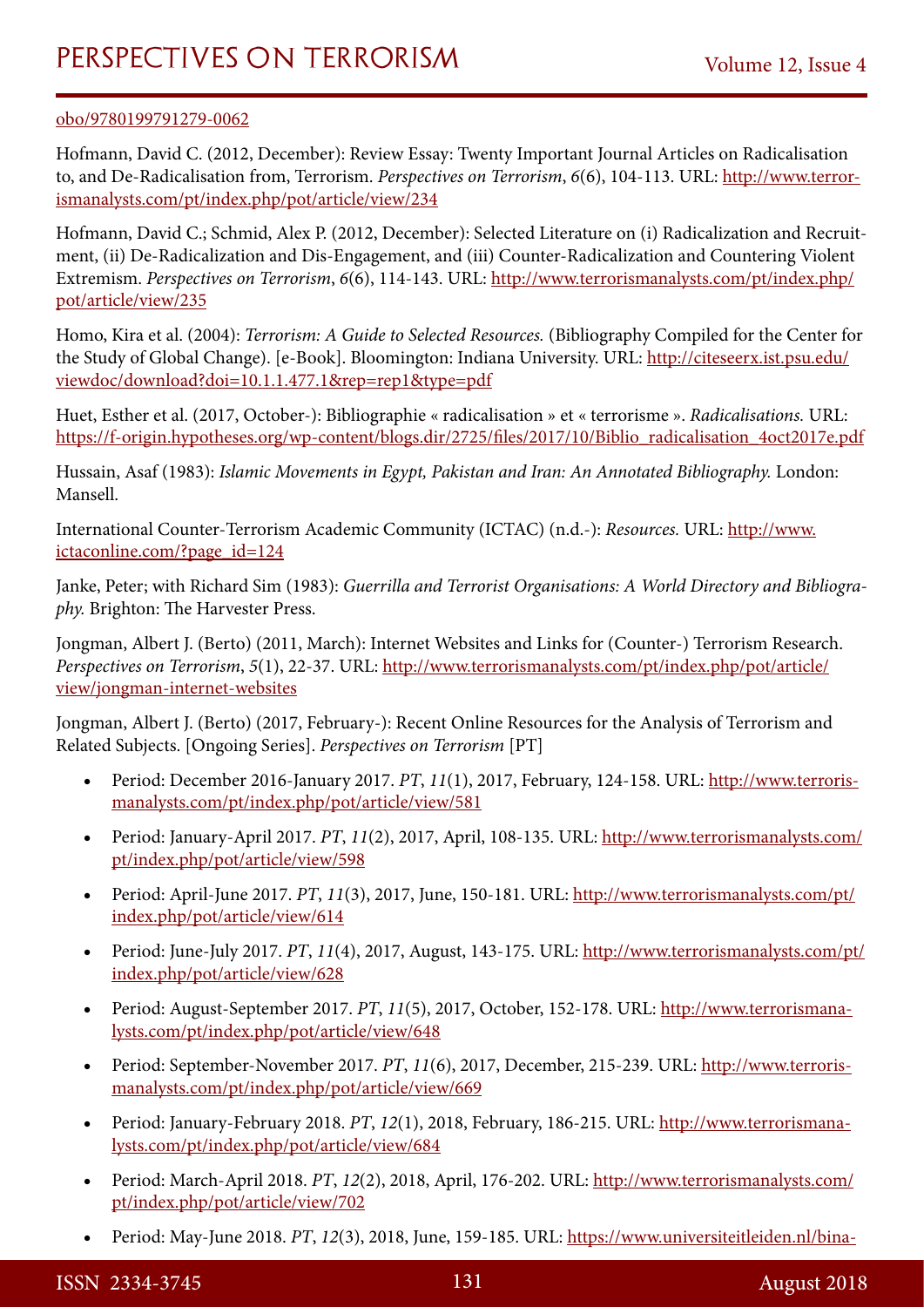obo/9780199791279-0062

Hofmann, David C. (2012, December): Review Essay: Twenty Important Journal Articles on Radicalisation to, and De-Radicalisation from, Terrorism. *Perspectives on Terrorism*, *6*(6), 104-113. URL: http://www.terrorismanalysts.com/pt/index.php/pot/article/view/234

Hofmann, David C.; Schmid, Alex P. (2012, December): Selected Literature on (i) Radicalization and Recruitment, (ii) De-Radicalization and Dis-Engagement, and (iii) Counter-Radicalization and Countering Violent Extremism. *Perspectives on Terrorism*, *6*(6), 114-143. URL: http://www.terrorismanalysts.com/pt/index.php/pot/article/view/235

Homo, Kira et al. (2004): *Terrorism: A Guide to Selected Resources.* (Bibliography Compiled for the Center for the Study of Global Change). [e-Book]. Bloomington: Indiana University. URL: http://citeseerx.ist.psu.edu/viewdoc/download?doi=10.1.1.477.1&rep=rep1&type=pdf

Huet, Esther et al. (2017, October-): Bibliographie « radicalisation » et « terrorisme ». *Radicalisations.* URL: https://f-origin.hypotheses.org/wp-content/blogs.dir/2725/files/2017/10/Biblio_radicalisation_4oct2017e.pdf

Hussain, Asaf (1983): *Islamic Movements in Egypt, Pakistan and Iran: An Annotated Bibliography.* London: Mansell.

International Counter-Terrorism Academic Community (ICTAC) (n.d.-): *Resources.* URL: http://www.ictaconline.com/?page_id=124

Janke, Peter; with Richard Sim (1983): *Guerrilla and Terrorist Organisations: A World Directory and Bibliography.* Brighton: The Harvester Press.

Jongman, Albert J. (Berto) (2011, March): Internet Websites and Links for (Counter-) Terrorism Research. *Perspectives on Terrorism*, *5*(1), 22-37. URL: http://www.terrorismanalysts.com/pt/index.php/pot/article/view/jongman-internet-websites

Jongman, Albert J. (Berto) (2017, February-): Recent Online Resources for the Analysis of Terrorism and Related Subjects. [Ongoing Series]. *Perspectives on Terrorism* [PT]

- Period: December 2016-January 2017. *PT*, *11*(1), 2017, February, 124-158. URL: http://www.terrorismanalysts.com/pt/index.php/pot/article/view/581
- Period: January-April 2017. *PT*, *11*(2), 2017, April, 108-135. URL: http://www.terrorismanalysts.com/pt/index.php/pot/article/view/598
- Period: April-June 2017. *PT*, *11*(3), 2017, June, 150-181. URL: http://www.terrorismanalysts.com/pt/index.php/pot/article/view/614
- Period: June-July 2017. *PT*, *11*(4), 2017, August, 143-175. URL: http://www.terrorismanalysts.com/pt/index.php/pot/article/view/628
- Period: August-September 2017. *PT*, *11*(5), 2017, October, 152-178. URL: http://www.terrorismanalysts.com/pt/index.php/pot/article/view/648
- Period: September-November 2017. *PT*, *11*(6), 2017, December, 215-239. URL: http://www.terrorismanalysts.com/pt/index.php/pot/article/view/669
- Period: January-February 2018. *PT*, *12*(1), 2018, February, 186-215. URL: http://www.terrorismanalysts.com/pt/index.php/pot/article/view/684
- Period: March-April 2018. *PT*, *12*(2), 2018, April, 176-202. URL: http://www.terrorismanalysts.com/pt/index.php/pot/article/view/702
- Period: May-June 2018. *PT*, *12*(3), 2018, June, 159-185. URL: https://www.universiteitleiden.nl/bina-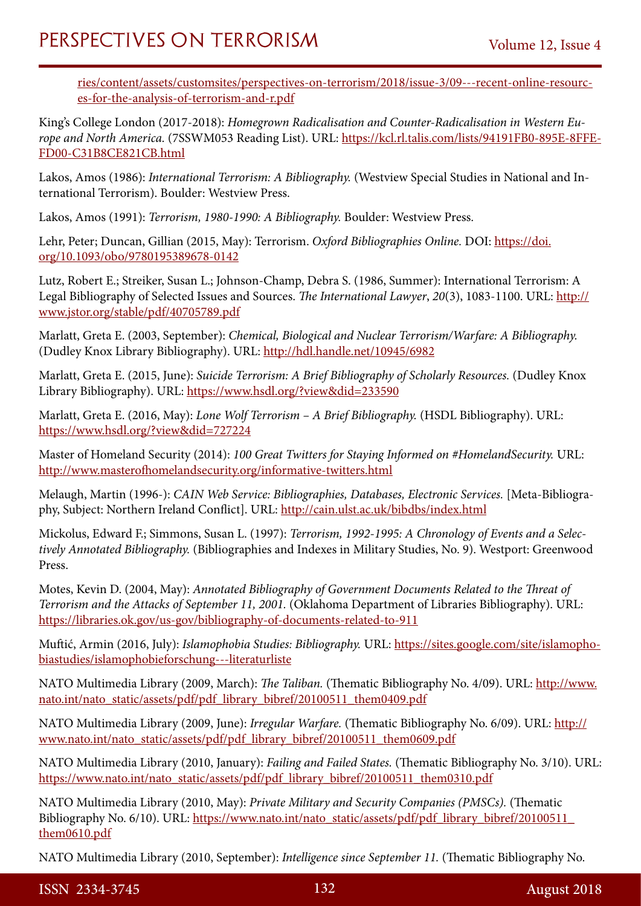ries/content/assets/customsites/perspectives-on-terrorism/2018/issue-3/09---recent-online-resources-for-the-analysis-of-terrorism-and-r.pdf

King's College London (2017-2018): *Homegrown Radicalisation and Counter-Radicalisation in Western Europe and North America.* (7SSWM053 Reading List). URL: https://kcl.rl.talis.com/lists/94191FB0-895E-8FFE-FD00-C31B8CE821CB.html

Lakos, Amos (1986): *International Terrorism: A Bibliography.* (Westview Special Studies in National and International Terrorism). Boulder: Westview Press.

Lakos, Amos (1991): *Terrorism, 1980-1990: A Bibliography.* Boulder: Westview Press.

Lehr, Peter; Duncan, Gillian (2015, May): Terrorism. *Oxford Bibliographies Online.* DOI: https://doi.org/10.1093/obo/9780195389678-0142

Lutz, Robert E.; Streiker, Susan L.; Johnson-Champ, Debra S. (1986, Summer): International Terrorism: A Legal Bibliography of Selected Issues and Sources. *The International Lawyer*, *20*(3), 1083-1100. URL: http://www.jstor.org/stable/pdf/40705789.pdf

Marlatt, Greta E. (2003, September): *Chemical, Biological and Nuclear Terrorism/Warfare: A Bibliography.* (Dudley Knox Library Bibliography). URL: http://hdl.handle.net/10945/6982

Marlatt, Greta E. (2015, June): *Suicide Terrorism: A Brief Bibliography of Scholarly Resources.* (Dudley Knox Library Bibliography). URL: https://www.hsdl.org/?view&did=233590

Marlatt, Greta E. (2016, May): *Lone Wolf Terrorism – A Brief Bibliography.* (HSDL Bibliography). URL: https://www.hsdl.org/?view&did=727224

Master of Homeland Security (2014): *100 Great Twitters for Staying Informed on #HomelandSecurity.* URL: http://www.masterofhomelandsecurity.org/informative-twitters.html

Melaugh, Martin (1996-): *CAIN Web Service: Bibliographies, Databases, Electronic Services.* [Meta-Bibliography, Subject: Northern Ireland Conflict]. URL: http://cain.ulst.ac.uk/bibdbs/index.html

Mickolus, Edward F.; Simmons, Susan L. (1997): *Terrorism, 1992-1995: A Chronology of Events and a Selectively Annotated Bibliography.* (Bibliographies and Indexes in Military Studies, No. 9). Westport: Greenwood Press.

Motes, Kevin D. (2004, May): *Annotated Bibliography of Government Documents Related to the Threat of Terrorism and the Attacks of September 11, 2001.* (Oklahoma Department of Libraries Bibliography). URL: https://libraries.ok.gov/us-gov/bibliography-of-documents-related-to-911

Muftić, Armin (2016, July): *Islamophobia Studies: Bibliography.* URL: https://sites.google.com/site/islamophobiastudies/islamophobieforschung---literaturliste

NATO Multimedia Library (2009, March): *The Taliban.* (Thematic Bibliography No. 4/09). URL: http://www.nato.int/nato_static/assets/pdf/pdf_library_bibref/20100511_them0409.pdf

NATO Multimedia Library (2009, June): *Irregular Warfare.* (Thematic Bibliography No. 6/09). URL: http://www.nato.int/nato_static/assets/pdf/pdf_library_bibref/20100511_them0609.pdf

NATO Multimedia Library (2010, January): *Failing and Failed States.* (Thematic Bibliography No. 3/10). URL: https://www.nato.int/nato_static/assets/pdf/pdf_library_bibref/20100511_them0310.pdf

NATO Multimedia Library (2010, May): *Private Military and Security Companies (PMSCs).* (Thematic Bibliography No. 6/10). URL: https://www.nato.int/nato_static/assets/pdf/pdf_library_bibref/20100511_them0610.pdf

NATO Multimedia Library (2010, September): *Intelligence since September 11.* (Thematic Bibliography No.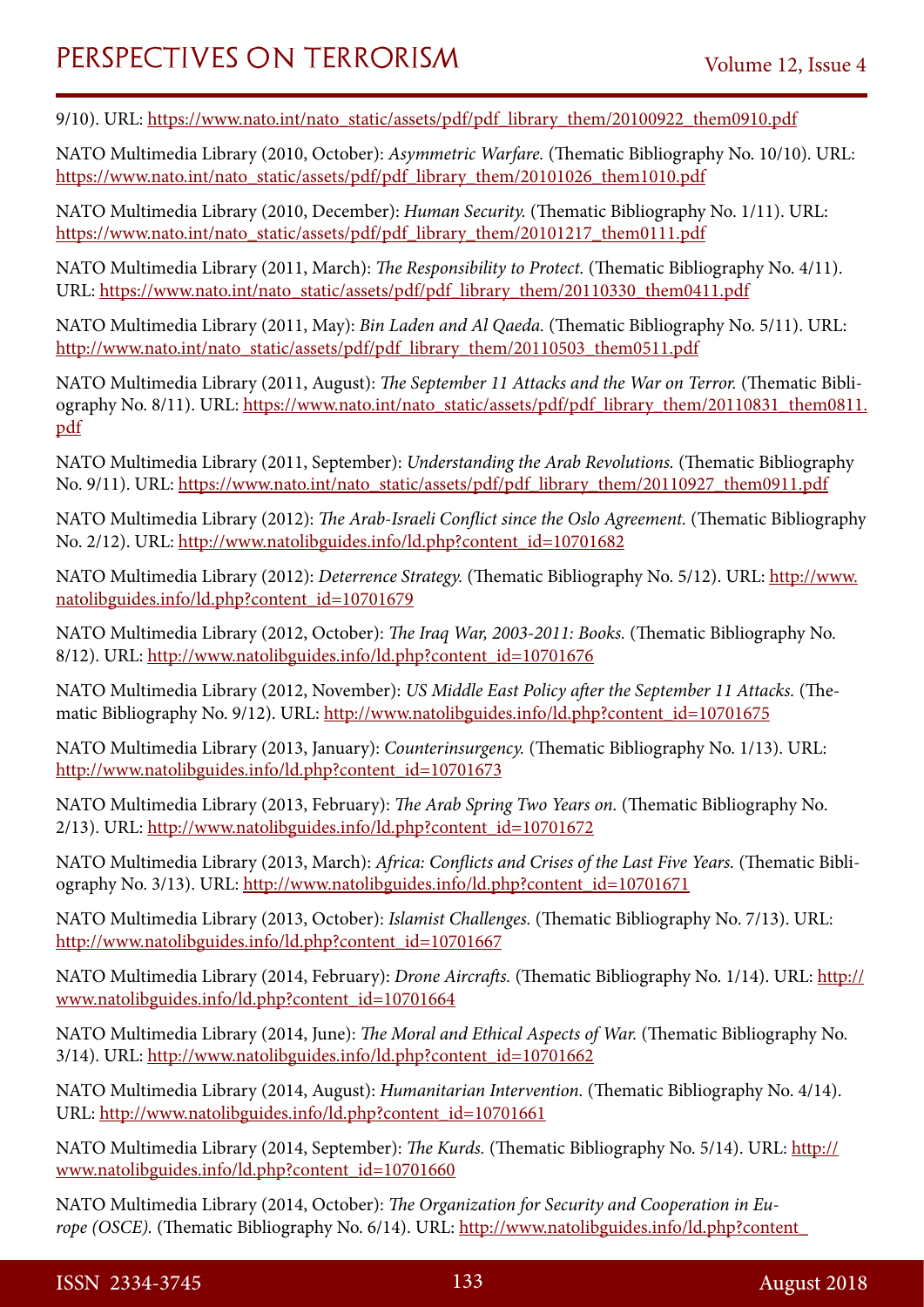9/10). URL: https://www.nato.int/nato_static/assets/pdf/pdf_library_them/20100922_them0910.pdf

NATO Multimedia Library (2010, October): *Asymmetric Warfare.* (Thematic Bibliography No. 10/10). URL: https://www.nato.int/nato_static/assets/pdf/pdf_library_them/20101026_them1010.pdf

NATO Multimedia Library (2010, December): *Human Security.* (Thematic Bibliography No. 1/11). URL: https://www.nato.int/nato_static/assets/pdf/pdf_library_them/20101217_them0111.pdf

NATO Multimedia Library (2011, March): *The Responsibility to Protect.* (Thematic Bibliography No. 4/11). URL: https://www.nato.int/nato_static/assets/pdf/pdf_library_them/20110330_them0411.pdf

NATO Multimedia Library (2011, May): *Bin Laden and Al Qaeda.* (Thematic Bibliography No. 5/11). URL: http://www.nato.int/nato_static/assets/pdf/pdf_library_them/20110503_them0511.pdf

NATO Multimedia Library (2011, August): *The September 11 Attacks and the War on Terror.* (Thematic Bibliography No. 8/11). URL: https://www.nato.int/nato_static/assets/pdf/pdf_library_them/20110831_them0811.pdf

NATO Multimedia Library (2011, September): *Understanding the Arab Revolutions.* (Thematic Bibliography No. 9/11). URL: https://www.nato.int/nato_static/assets/pdf/pdf_library_them/20110927_them0911.pdf

NATO Multimedia Library (2012): *The Arab-Israeli Conflict since the Oslo Agreement.* (Thematic Bibliography No. 2/12). URL: http://www.natolibguides.info/ld.php?content_id=10701682

NATO Multimedia Library (2012): *Deterrence Strategy.* (Thematic Bibliography No. 5/12). URL: http://www.natolibguides.info/ld.php?content_id=10701679

NATO Multimedia Library (2012, October): *The Iraq War, 2003-2011: Books.* (Thematic Bibliography No. 8/12). URL: http://www.natolibguides.info/ld.php?content_id=10701676

NATO Multimedia Library (2012, November): *US Middle East Policy after the September 11 Attacks.* (Thematic Bibliography No. 9/12). URL: http://www.natolibguides.info/ld.php?content_id=10701675

NATO Multimedia Library (2013, January): *Counterinsurgency.* (Thematic Bibliography No. 1/13). URL: http://www.natolibguides.info/ld.php?content_id=10701673

NATO Multimedia Library (2013, February): *The Arab Spring Two Years on.* (Thematic Bibliography No. 2/13). URL: http://www.natolibguides.info/ld.php?content_id=10701672

NATO Multimedia Library (2013, March): *Africa: Conflicts and Crises of the Last Five Years.* (Thematic Bibliography No. 3/13). URL: http://www.natolibguides.info/ld.php?content_id=10701671

NATO Multimedia Library (2013, October): *Islamist Challenges.* (Thematic Bibliography No. 7/13). URL: http://www.natolibguides.info/ld.php?content_id=10701667

NATO Multimedia Library (2014, February): *Drone Aircrafts.* (Thematic Bibliography No. 1/14). URL: http://www.natolibguides.info/ld.php?content_id=10701664

NATO Multimedia Library (2014, June): *The Moral and Ethical Aspects of War.* (Thematic Bibliography No. 3/14). URL: http://www.natolibguides.info/ld.php?content_id=10701662

NATO Multimedia Library (2014, August): *Humanitarian Intervention.* (Thematic Bibliography No. 4/14). URL: http://www.natolibguides.info/ld.php?content_id=10701661

NATO Multimedia Library (2014, September): *The Kurds.* (Thematic Bibliography No. 5/14). URL: http://www.natolibguides.info/ld.php?content_id=10701660

NATO Multimedia Library (2014, October): *The Organization for Security and Cooperation in Europe (OSCE).* (Thematic Bibliography No. 6/14). URL: http://www.natolibguides.info/ld.php?content_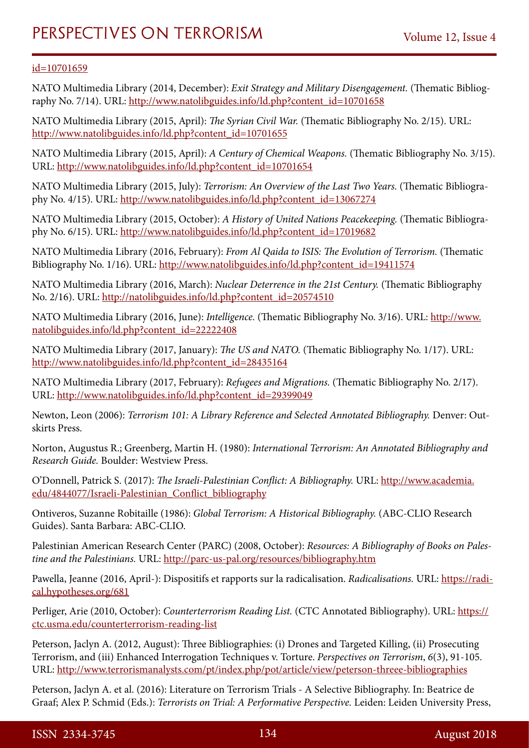id=10701659

NATO Multimedia Library (2014, December): *Exit Strategy and Military Disengagement.* (Thematic Bibliography No. 7/14). URL: http://www.natolibguides.info/ld.php?content_id=10701658

NATO Multimedia Library (2015, April): *The Syrian Civil War.* (Thematic Bibliography No. 2/15). URL: http://www.natolibguides.info/ld.php?content_id=10701655

NATO Multimedia Library (2015, April): *A Century of Chemical Weapons.* (Thematic Bibliography No. 3/15). URL: http://www.natolibguides.info/ld.php?content_id=10701654

NATO Multimedia Library (2015, July): *Terrorism: An Overview of the Last Two Years.* (Thematic Bibliography No. 4/15). URL: http://www.natolibguides.info/ld.php?content_id=13067274

NATO Multimedia Library (2015, October): *A History of United Nations Peacekeeping.* (Thematic Bibliography No. 6/15). URL: http://www.natolibguides.info/ld.php?content_id=17019682

NATO Multimedia Library (2016, February): *From Al Qaida to ISIS: The Evolution of Terrorism.* (Thematic Bibliography No. 1/16). URL: http://www.natolibguides.info/ld.php?content_id=19411574

NATO Multimedia Library (2016, March): *Nuclear Deterrence in the 21st Century.* (Thematic Bibliography No. 2/16). URL: http://natolibguides.info/ld.php?content_id=20574510

NATO Multimedia Library (2016, June): *Intelligence.* (Thematic Bibliography No. 3/16). URL: http://www.natolibguides.info/ld.php?content_id=22222408

NATO Multimedia Library (2017, January): *The US and NATO.* (Thematic Bibliography No. 1/17). URL: http://www.natolibguides.info/ld.php?content_id=28435164

NATO Multimedia Library (2017, February): *Refugees and Migrations.* (Thematic Bibliography No. 2/17). URL: http://www.natolibguides.info/ld.php?content_id=29399049

Newton, Leon (2006): *Terrorism 101: A Library Reference and Selected Annotated Bibliography.* Denver: Outskirts Press.

Norton, Augustus R.; Greenberg, Martin H. (1980): *International Terrorism: An Annotated Bibliography and Research Guide.* Boulder: Westview Press.

O'Donnell, Patrick S. (2017): *The Israeli-Palestinian Conflict: A Bibliography.* URL: http://www.academia.edu/4844077/Israeli-Palestinian_Conflict_bibliography

Ontiveros, Suzanne Robitaille (1986): *Global Terrorism: A Historical Bibliography.* (ABC-CLIO Research Guides). Santa Barbara: ABC-CLIO.

Palestinian American Research Center (PARC) (2008, October): *Resources: A Bibliography of Books on Palestine and the Palestinians.* URL: http://parc-us-pal.org/resources/bibliography.htm

Pawella, Jeanne (2016, April-): Dispositifs et rapports sur la radicalisation. *Radicalisations.* URL: https://radical.hypotheses.org/681

Perliger, Arie (2010, October): *Counterterrorism Reading List.* (CTC Annotated Bibliography). URL: https://ctc.usma.edu/counterterrorism-reading-list

Peterson, Jaclyn A. (2012, August): Three Bibliographies: (i) Drones and Targeted Killing, (ii) Prosecuting Terrorism, and (iii) Enhanced Interrogation Techniques v. Torture. *Perspectives on Terrorism*, *6*(3), 91-105. URL: http://www.terrorismanalysts.com/pt/index.php/pot/article/view/peterson-threee-bibliographies

Peterson, Jaclyn A. et al. (2016): Literature on Terrorism Trials - A Selective Bibliography. In: Beatrice de Graaf; Alex P. Schmid (Eds.): *Terrorists on Trial: A Performative Perspective.* Leiden: Leiden University Press,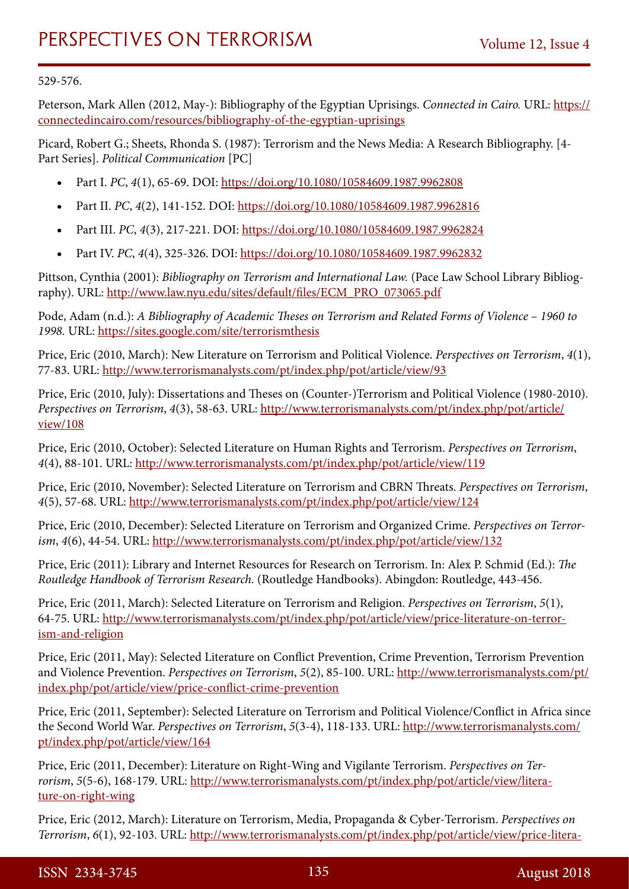529-576.

Peterson, Mark Allen (2012, May-): Bibliography of the Egyptian Uprisings. *Connected in Cairo.* URL: https://connectedincairo.com/resources/bibliography-of-the-egyptian-uprisings

Picard, Robert G.; Sheets, Rhonda S. (1987): Terrorism and the News Media: A Research Bibliography. [4-Part Series]. *Political Communication* [PC]

- Part I. *PC*, *4*(1), 65-69. DOI: https://doi.org/10.1080/10584609.1987.9962808
- Part II. *PC*, *4*(2), 141-152. DOI: https://doi.org/10.1080/10584609.1987.9962816
- Part III. *PC*, *4*(3), 217-221. DOI: https://doi.org/10.1080/10584609.1987.9962824
- Part IV. *PC*, *4*(4), 325-326. DOI: https://doi.org/10.1080/10584609.1987.9962832

Pittson, Cynthia (2001): *Bibliography on Terrorism and International Law.* (Pace Law School Library Bibliography). URL: http://www.law.nyu.edu/sites/default/files/ECM_PRO_073065.pdf

Pode, Adam (n.d.): *A Bibliography of Academic Theses on Terrorism and Related Forms of Violence – 1960 to 1998.* URL: https://sites.google.com/site/terrorismthesis

Price, Eric (2010, March): New Literature on Terrorism and Political Violence. *Perspectives on Terrorism*, *4*(1), 77-83. URL: http://www.terrorismanalysts.com/pt/index.php/pot/article/view/93

Price, Eric (2010, July): Dissertations and Theses on (Counter-)Terrorism and Political Violence (1980-2010). *Perspectives on Terrorism*, *4*(3), 58-63. URL: http://www.terrorismanalysts.com/pt/index.php/pot/article/view/108

Price, Eric (2010, October): Selected Literature on Human Rights and Terrorism. *Perspectives on Terrorism*, *4*(4), 88-101. URL: http://www.terrorismanalysts.com/pt/index.php/pot/article/view/119

Price, Eric (2010, November): Selected Literature on Terrorism and CBRN Threats. *Perspectives on Terrorism*, *4*(5), 57-68. URL: http://www.terrorismanalysts.com/pt/index.php/pot/article/view/124

Price, Eric (2010, December): Selected Literature on Terrorism and Organized Crime. *Perspectives on Terrorism*, *4*(6), 44-54. URL: http://www.terrorismanalysts.com/pt/index.php/pot/article/view/132

Price, Eric (2011): Library and Internet Resources for Research on Terrorism. In: Alex P. Schmid (Ed.): *The Routledge Handbook of Terrorism Research.* (Routledge Handbooks). Abingdon: Routledge, 443-456.

Price, Eric (2011, March): Selected Literature on Terrorism and Religion. *Perspectives on Terrorism*, *5*(1), 64-75. URL: http://www.terrorismanalysts.com/pt/index.php/pot/article/view/price-literature-on-terrorism-and-religion

Price, Eric (2011, May): Selected Literature on Conflict Prevention, Crime Prevention, Terrorism Prevention and Violence Prevention. *Perspectives on Terrorism*, *5*(2), 85-100. URL: http://www.terrorismanalysts.com/pt/index.php/pot/article/view/price-conflict-crime-prevention

Price, Eric (2011, September): Selected Literature on Terrorism and Political Violence/Conflict in Africa since the Second World War. *Perspectives on Terrorism*, *5*(3-4), 118-133. URL: http://www.terrorismanalysts.com/pt/index.php/pot/article/view/164

Price, Eric (2011, December): Literature on Right-Wing and Vigilante Terrorism. *Perspectives on Terrorism*, *5*(5-6), 168-179. URL: http://www.terrorismanalysts.com/pt/index.php/pot/article/view/literature-on-right-wing

Price, Eric (2012, March): Literature on Terrorism, Media, Propaganda & Cyber-Terrorism. *Perspectives on Terrorism*, *6*(1), 92-103. URL: http://www.terrorismanalysts.com/pt/index.php/pot/article/view/price-litera-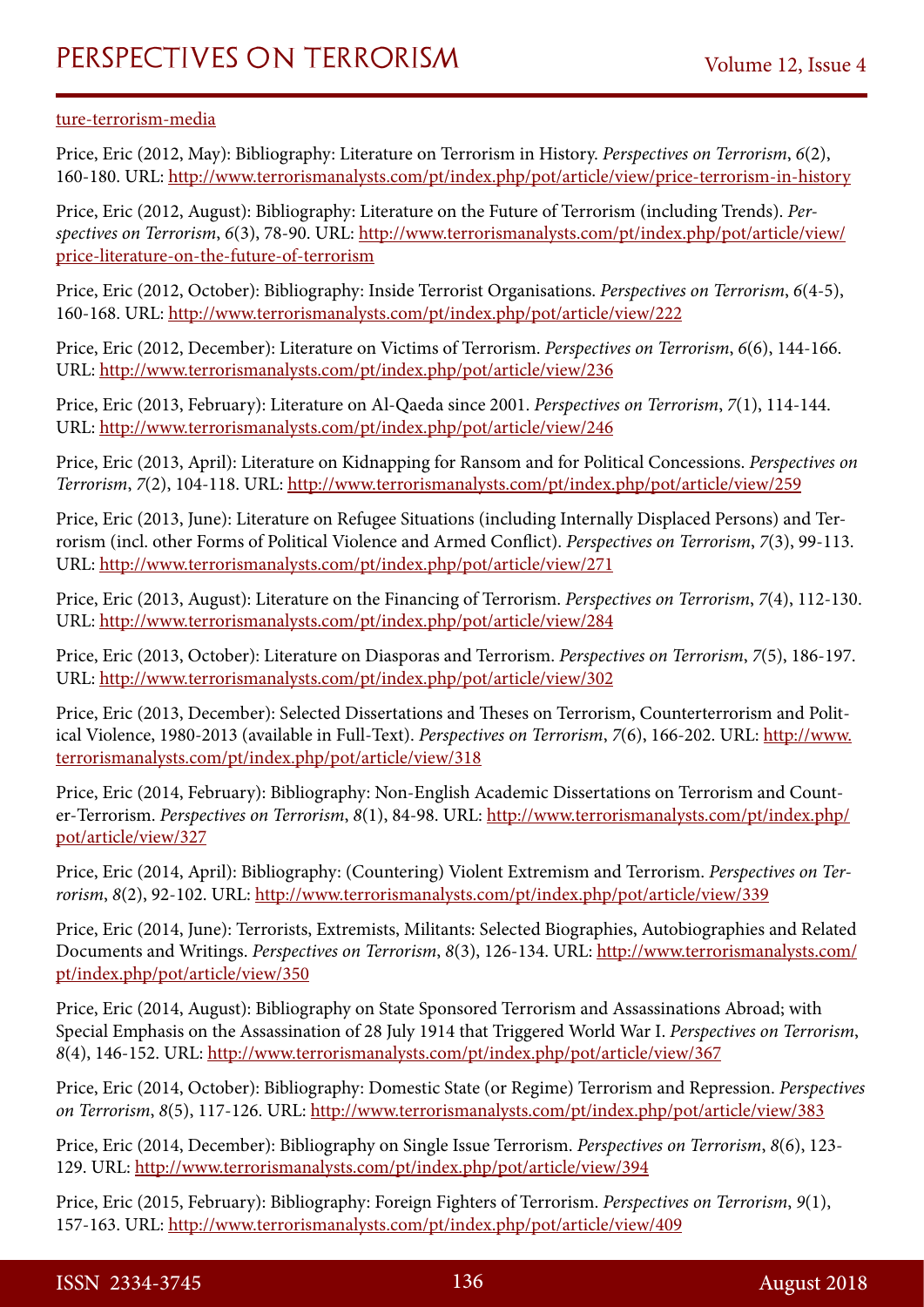ture-terrorism-media

Price, Eric (2012, May): Bibliography: Literature on Terrorism in History. *Perspectives on Terrorism*, *6*(2), 160-180. URL: http://www.terrorismanalysts.com/pt/index.php/pot/article/view/price-terrorism-in-history

Price, Eric (2012, August): Bibliography: Literature on the Future of Terrorism (including Trends). *Perspectives on Terrorism*, *6*(3), 78-90. URL: http://www.terrorismanalysts.com/pt/index.php/pot/article/view/price-literature-on-the-future-of-terrorism

Price, Eric (2012, October): Bibliography: Inside Terrorist Organisations. *Perspectives on Terrorism*, *6*(4-5), 160-168. URL: http://www.terrorismanalysts.com/pt/index.php/pot/article/view/222

Price, Eric (2012, December): Literature on Victims of Terrorism. *Perspectives on Terrorism*, *6*(6), 144-166. URL: http://www.terrorismanalysts.com/pt/index.php/pot/article/view/236

Price, Eric (2013, February): Literature on Al-Qaeda since 2001. *Perspectives on Terrorism*, *7*(1), 114-144. URL: http://www.terrorismanalysts.com/pt/index.php/pot/article/view/246

Price, Eric (2013, April): Literature on Kidnapping for Ransom and for Political Concessions. *Perspectives on Terrorism*, *7*(2), 104-118. URL: http://www.terrorismanalysts.com/pt/index.php/pot/article/view/259

Price, Eric (2013, June): Literature on Refugee Situations (including Internally Displaced Persons) and Terrorism (incl. other Forms of Political Violence and Armed Conflict). *Perspectives on Terrorism*, *7*(3), 99-113. URL: http://www.terrorismanalysts.com/pt/index.php/pot/article/view/271

Price, Eric (2013, August): Literature on the Financing of Terrorism. *Perspectives on Terrorism*, *7*(4), 112-130. URL: http://www.terrorismanalysts.com/pt/index.php/pot/article/view/284

Price, Eric (2013, October): Literature on Diasporas and Terrorism. *Perspectives on Terrorism*, *7*(5), 186-197. URL: http://www.terrorismanalysts.com/pt/index.php/pot/article/view/302

Price, Eric (2013, December): Selected Dissertations and Theses on Terrorism, Counterterrorism and Political Violence, 1980-2013 (available in Full-Text). *Perspectives on Terrorism*, *7*(6), 166-202. URL: http://www.terrorismanalysts.com/pt/index.php/pot/article/view/318

Price, Eric (2014, February): Bibliography: Non-English Academic Dissertations on Terrorism and Counter-Terrorism. *Perspectives on Terrorism*, *8*(1), 84-98. URL: http://www.terrorismanalysts.com/pt/index.php/pot/article/view/327

Price, Eric (2014, April): Bibliography: (Countering) Violent Extremism and Terrorism. *Perspectives on Terrorism*, *8*(2), 92-102. URL: http://www.terrorismanalysts.com/pt/index.php/pot/article/view/339

Price, Eric (2014, June): Terrorists, Extremists, Militants: Selected Biographies, Autobiographies and Related Documents and Writings. *Perspectives on Terrorism*, *8*(3), 126-134. URL: http://www.terrorismanalysts.com/pt/index.php/pot/article/view/350

Price, Eric (2014, August): Bibliography on State Sponsored Terrorism and Assassinations Abroad; with Special Emphasis on the Assassination of 28 July 1914 that Triggered World War I. *Perspectives on Terrorism*, *8*(4), 146-152. URL: http://www.terrorismanalysts.com/pt/index.php/pot/article/view/367

Price, Eric (2014, October): Bibliography: Domestic State (or Regime) Terrorism and Repression. *Perspectives on Terrorism*, *8*(5), 117-126. URL: http://www.terrorismanalysts.com/pt/index.php/pot/article/view/383

Price, Eric (2014, December): Bibliography on Single Issue Terrorism. *Perspectives on Terrorism*, *8*(6), 123-129. URL: http://www.terrorismanalysts.com/pt/index.php/pot/article/view/394

Price, Eric (2015, February): Bibliography: Foreign Fighters of Terrorism. *Perspectives on Terrorism*, *9*(1), 157-163. URL: http://www.terrorismanalysts.com/pt/index.php/pot/article/view/409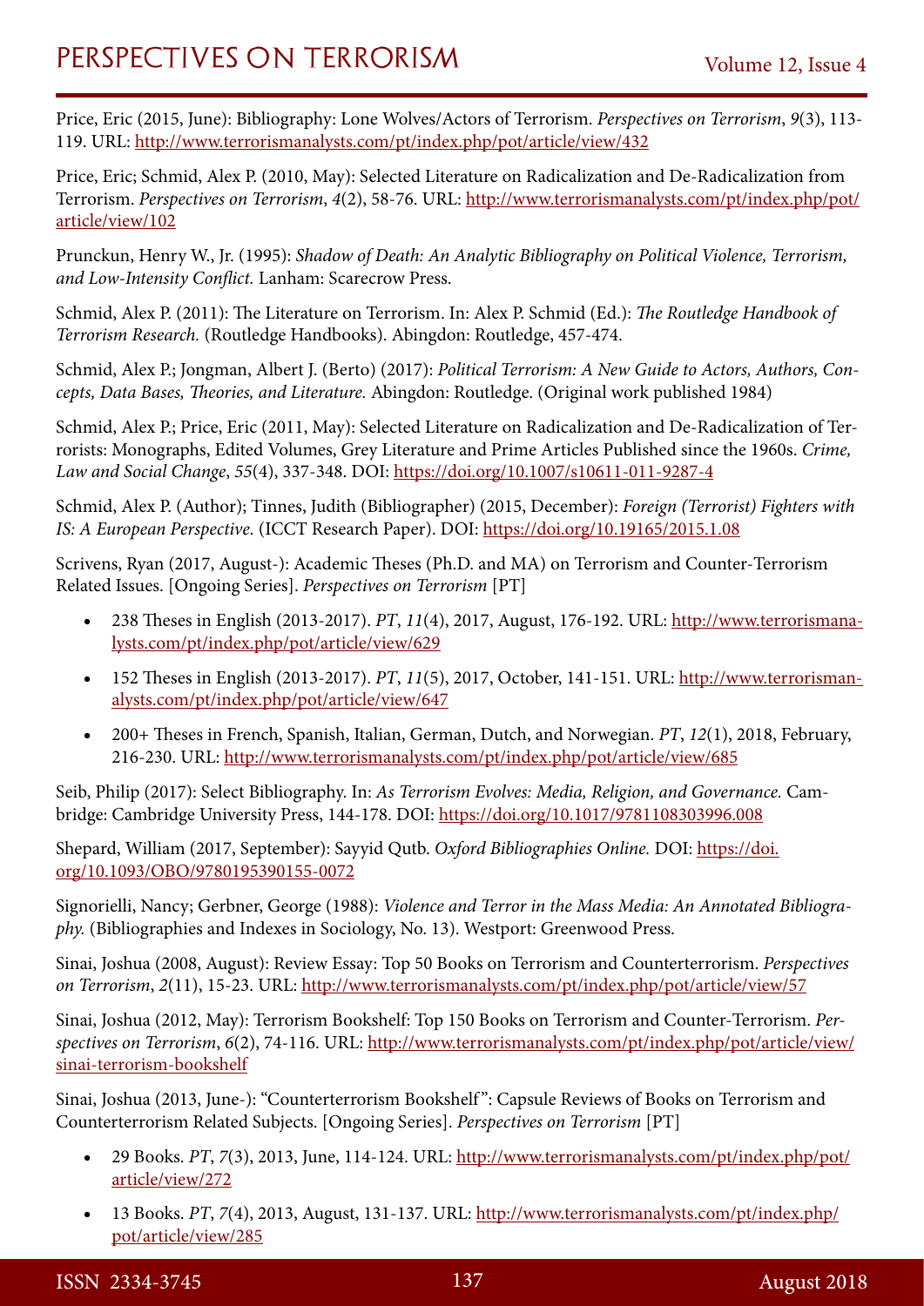Price, Eric (2015, June): Bibliography: Lone Wolves/Actors of Terrorism. *Perspectives on Terrorism*, *9*(3), 113-119. URL: http://www.terrorismanalysts.com/pt/index.php/pot/article/view/432

Price, Eric; Schmid, Alex P. (2010, May): Selected Literature on Radicalization and De-Radicalization from Terrorism. *Perspectives on Terrorism*, *4*(2), 58-76. URL: http://www.terrorismanalysts.com/pt/index.php/pot/article/view/102

Prunckun, Henry W., Jr. (1995): *Shadow of Death: An Analytic Bibliography on Political Violence, Terrorism, and Low-Intensity Conflict.* Lanham: Scarecrow Press.

Schmid, Alex P. (2011): The Literature on Terrorism. In: Alex P. Schmid (Ed.): *The Routledge Handbook of Terrorism Research.* (Routledge Handbooks). Abingdon: Routledge, 457-474.

Schmid, Alex P.; Jongman, Albert J. (Berto) (2017): *Political Terrorism: A New Guide to Actors, Authors, Concepts, Data Bases, Theories, and Literature.* Abingdon: Routledge. (Original work published 1984)

Schmid, Alex P.; Price, Eric (2011, May): Selected Literature on Radicalization and De-Radicalization of Terrorists: Monographs, Edited Volumes, Grey Literature and Prime Articles Published since the 1960s. *Crime, Law and Social Change*, *55*(4), 337-348. DOI: https://doi.org/10.1007/s10611-011-9287-4

Schmid, Alex P. (Author); Tinnes, Judith (Bibliographer) (2015, December): *Foreign (Terrorist) Fighters with IS: A European Perspective.* (ICCT Research Paper). DOI: https://doi.org/10.19165/2015.1.08

Scrivens, Ryan (2017, August-): Academic Theses (Ph.D. and MA) on Terrorism and Counter-Terrorism Related Issues. [Ongoing Series]. *Perspectives on Terrorism* [PT]

- 238 Theses in English (2013-2017). *PT*, *11*(4), 2017, August, 176-192. URL: http://www.terrorismanalysts.com/pt/index.php/pot/article/view/629
- 152 Theses in English (2013-2017). *PT*, *11*(5), 2017, October, 141-151. URL: http://www.terrorismanalysts.com/pt/index.php/pot/article/view/647
- 200+ Theses in French, Spanish, Italian, German, Dutch, and Norwegian. *PT*, *12*(1), 2018, February, 216-230. URL: http://www.terrorismanalysts.com/pt/index.php/pot/article/view/685

Seib, Philip (2017): Select Bibliography. In: *As Terrorism Evolves: Media, Religion, and Governance.* Cambridge: Cambridge University Press, 144-178. DOI: https://doi.org/10.1017/9781108303996.008

Shepard, William (2017, September): Sayyid Qutb. *Oxford Bibliographies Online.* DOI: https://doi.org/10.1093/OBO/9780195390155-0072

Signorielli, Nancy; Gerbner, George (1988): *Violence and Terror in the Mass Media: An Annotated Bibliography.* (Bibliographies and Indexes in Sociology, No. 13). Westport: Greenwood Press.

Sinai, Joshua (2008, August): Review Essay: Top 50 Books on Terrorism and Counterterrorism. *Perspectives on Terrorism*, *2*(11), 15-23. URL: http://www.terrorismanalysts.com/pt/index.php/pot/article/view/57

Sinai, Joshua (2012, May): Terrorism Bookshelf: Top 150 Books on Terrorism and Counter-Terrorism. *Perspectives on Terrorism*, *6*(2), 74-116. URL: http://www.terrorismanalysts.com/pt/index.php/pot/article/view/sinai-terrorism-bookshelf

Sinai, Joshua (2013, June-): "Counterterrorism Bookshelf": Capsule Reviews of Books on Terrorism and Counterterrorism Related Subjects. [Ongoing Series]. *Perspectives on Terrorism* [PT]

- 29 Books. *PT*, *7*(3), 2013, June, 114-124. URL: http://www.terrorismanalysts.com/pt/index.php/pot/article/view/272
- 13 Books. *PT*, *7*(4), 2013, August, 131-137. URL: http://www.terrorismanalysts.com/pt/index.php/pot/article/view/285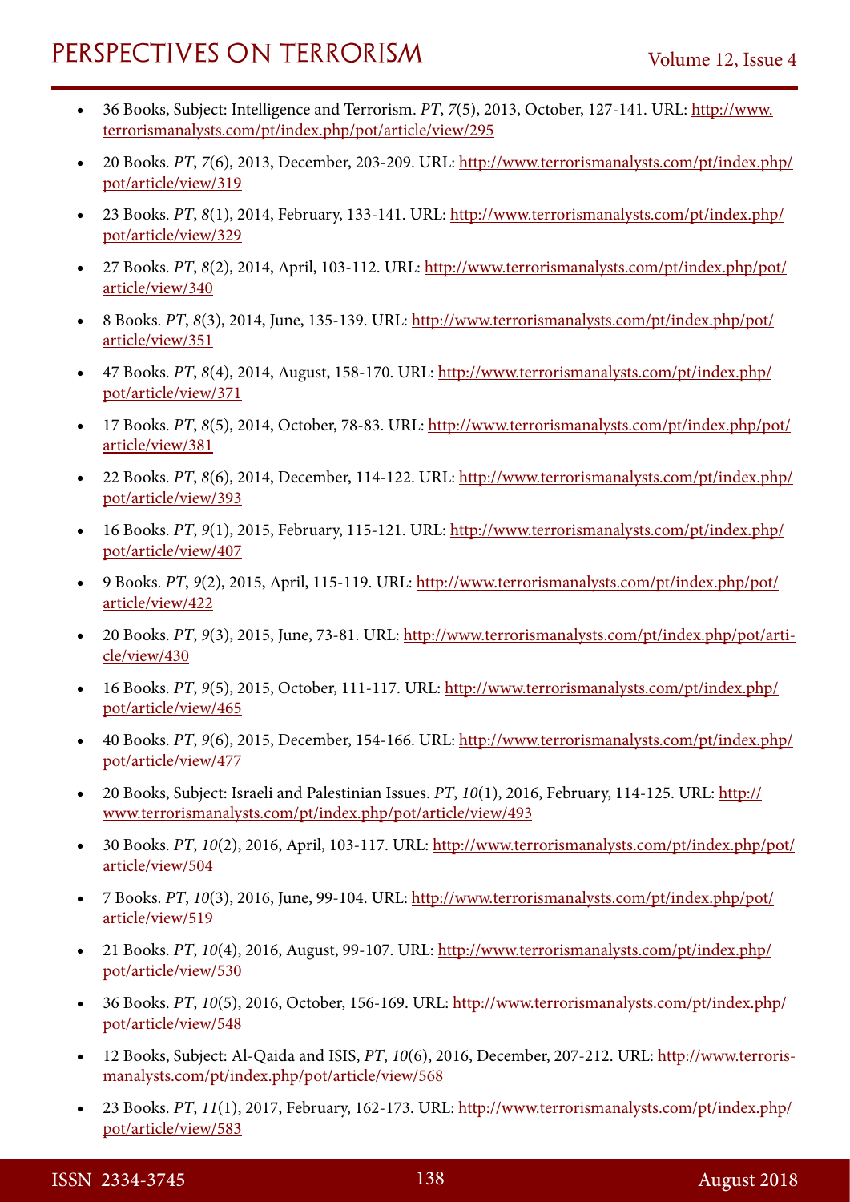- 36 Books, Subject: Intelligence and Terrorism. *PT*, *7*(5), 2013, October, 127-141. URL: http://www.terrorismanalysts.com/pt/index.php/pot/article/view/295
- 20 Books. *PT*, *7*(6), 2013, December, 203-209. URL: http://www.terrorismanalysts.com/pt/index.php/pot/article/view/319
- 23 Books. *PT*, *8*(1), 2014, February, 133-141. URL: http://www.terrorismanalysts.com/pt/index.php/pot/article/view/329
- 27 Books. *PT*, *8*(2), 2014, April, 103-112. URL: http://www.terrorismanalysts.com/pt/index.php/pot/article/view/340
- 8 Books. *PT*, *8*(3), 2014, June, 135-139. URL: http://www.terrorismanalysts.com/pt/index.php/pot/article/view/351
- 47 Books. *PT*, *8*(4), 2014, August, 158-170. URL: http://www.terrorismanalysts.com/pt/index.php/pot/article/view/371
- 17 Books. *PT*, *8*(5), 2014, October, 78-83. URL: http://www.terrorismanalysts.com/pt/index.php/pot/article/view/381
- 22 Books. *PT*, *8*(6), 2014, December, 114-122. URL: http://www.terrorismanalysts.com/pt/index.php/pot/article/view/393
- 16 Books. *PT*, *9*(1), 2015, February, 115-121. URL: http://www.terrorismanalysts.com/pt/index.php/pot/article/view/407
- 9 Books. *PT*, *9*(2), 2015, April, 115-119. URL: http://www.terrorismanalysts.com/pt/index.php/pot/article/view/422
- 20 Books. *PT*, *9*(3), 2015, June, 73-81. URL: http://www.terrorismanalysts.com/pt/index.php/pot/article/view/430
- 16 Books. *PT*, *9*(5), 2015, October, 111-117. URL: http://www.terrorismanalysts.com/pt/index.php/pot/article/view/465
- 40 Books. *PT*, *9*(6), 2015, December, 154-166. URL: http://www.terrorismanalysts.com/pt/index.php/pot/article/view/477
- 20 Books, Subject: Israeli and Palestinian Issues. *PT*, *10*(1), 2016, February, 114-125. URL: http://www.terrorismanalysts.com/pt/index.php/pot/article/view/493
- 30 Books. *PT*, *10*(2), 2016, April, 103-117. URL: http://www.terrorismanalysts.com/pt/index.php/pot/article/view/504
- 7 Books. *PT*, *10*(3), 2016, June, 99-104. URL: http://www.terrorismanalysts.com/pt/index.php/pot/article/view/519
- 21 Books. *PT*, *10*(4), 2016, August, 99-107. URL: http://www.terrorismanalysts.com/pt/index.php/pot/article/view/530
- 36 Books. *PT*, *10*(5), 2016, October, 156-169. URL: http://www.terrorismanalysts.com/pt/index.php/pot/article/view/548
- 12 Books, Subject: Al-Qaida and ISIS, *PT*, *10*(6), 2016, December, 207-212. URL: http://www.terrorismanalysts.com/pt/index.php/pot/article/view/568
- 23 Books. *PT*, *11*(1), 2017, February, 162-173. URL: http://www.terrorismanalysts.com/pt/index.php/pot/article/view/583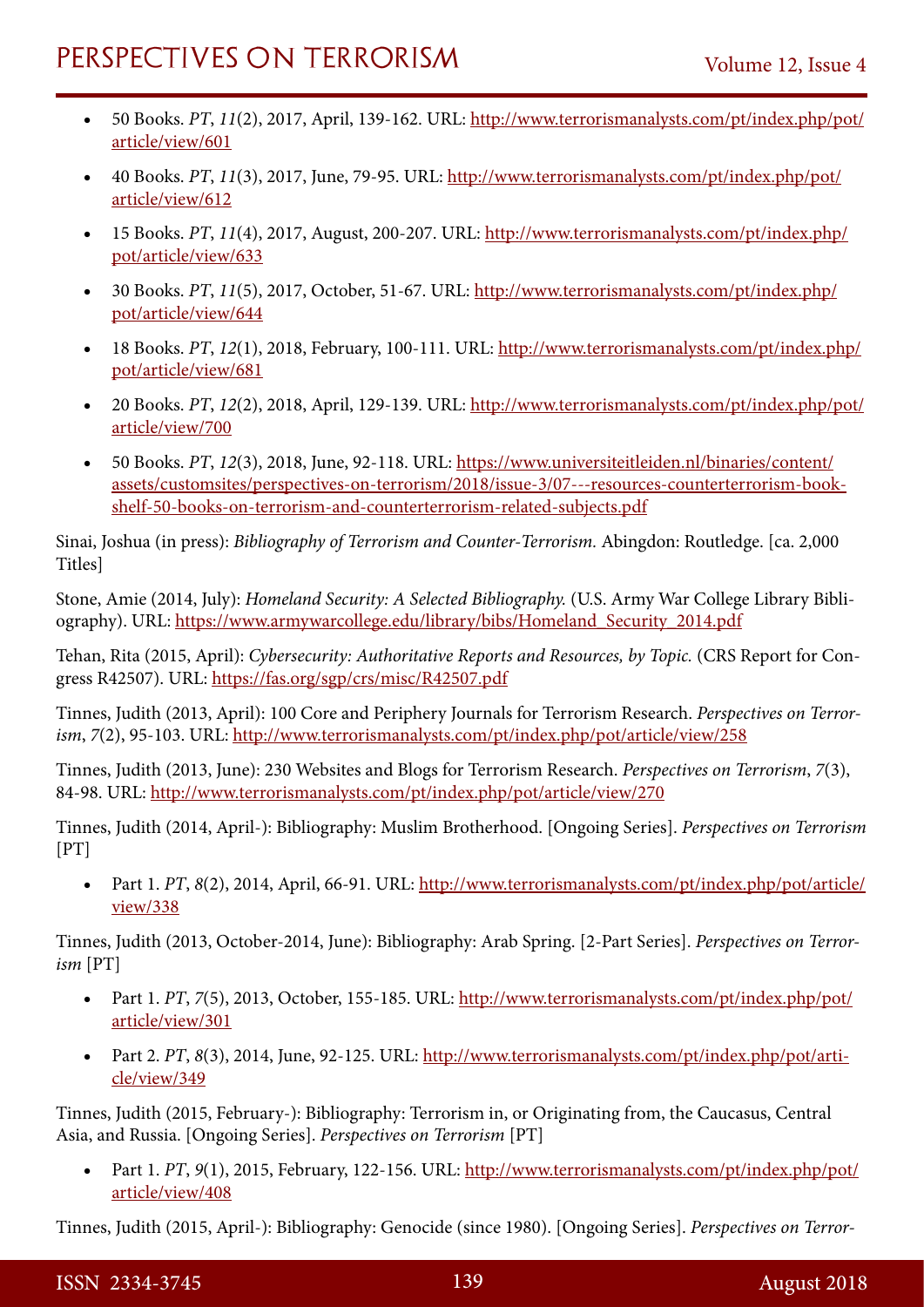- 50 Books. *PT*, *11*(2), 2017, April, 139-162. URL: http://www.terrorismanalysts.com/pt/index.php/pot/article/view/601
- 40 Books. *PT*, *11*(3), 2017, June, 79-95. URL: http://www.terrorismanalysts.com/pt/index.php/pot/article/view/612
- 15 Books. *PT*, *11*(4), 2017, August, 200-207. URL: http://www.terrorismanalysts.com/pt/index.php/pot/article/view/633
- 30 Books. *PT*, *11*(5), 2017, October, 51-67. URL: http://www.terrorismanalysts.com/pt/index.php/pot/article/view/644
- 18 Books. *PT*, *12*(1), 2018, February, 100-111. URL: http://www.terrorismanalysts.com/pt/index.php/pot/article/view/681
- 20 Books. *PT*, *12*(2), 2018, April, 129-139. URL: http://www.terrorismanalysts.com/pt/index.php/pot/article/view/700
- 50 Books. *PT*, *12*(3), 2018, June, 92-118. URL: https://www.universiteitleiden.nl/binaries/content/assets/customsites/perspectives-on-terrorism/2018/issue-3/07---resources-counterterrorism-bookshelf-50-books-on-terrorism-and-counterterrorism-related-subjects.pdf

Sinai, Joshua (in press): *Bibliography of Terrorism and Counter-Terrorism.* Abingdon: Routledge. [ca. 2,000 Titles]

Stone, Amie (2014, July): *Homeland Security: A Selected Bibliography.* (U.S. Army War College Library Bibliography). URL: https://www.armywarcollege.edu/library/bibs/Homeland_Security_2014.pdf

Tehan, Rita (2015, April): *Cybersecurity: Authoritative Reports and Resources, by Topic.* (CRS Report for Congress R42507). URL: https://fas.org/sgp/crs/misc/R42507.pdf

Tinnes, Judith (2013, April): 100 Core and Periphery Journals for Terrorism Research. *Perspectives on Terrorism*, *7*(2), 95-103. URL: http://www.terrorismanalysts.com/pt/index.php/pot/article/view/258

Tinnes, Judith (2013, June): 230 Websites and Blogs for Terrorism Research. *Perspectives on Terrorism*, *7*(3), 84-98. URL: http://www.terrorismanalysts.com/pt/index.php/pot/article/view/270

Tinnes, Judith (2014, April-): Bibliography: Muslim Brotherhood. [Ongoing Series]. *Perspectives on Terrorism* [PT]

- Part 1. *PT*, *8*(2), 2014, April, 66-91. URL: http://www.terrorismanalysts.com/pt/index.php/pot/article/view/338

Tinnes, Judith (2013, October-2014, June): Bibliography: Arab Spring. [2-Part Series]. *Perspectives on Terrorism* [PT]

- Part 1. *PT*, *7*(5), 2013, October, 155-185. URL: http://www.terrorismanalysts.com/pt/index.php/pot/article/view/301
- Part 2. *PT*, *8*(3), 2014, June, 92-125. URL: http://www.terrorismanalysts.com/pt/index.php/pot/article/view/349

Tinnes, Judith (2015, February-): Bibliography: Terrorism in, or Originating from, the Caucasus, Central Asia, and Russia. [Ongoing Series]. *Perspectives on Terrorism* [PT]

- Part 1. *PT*, *9*(1), 2015, February, 122-156. URL: http://www.terrorismanalysts.com/pt/index.php/pot/article/view/408

Tinnes, Judith (2015, April-): Bibliography: Genocide (since 1980). [Ongoing Series]. *Perspectives on Terror-*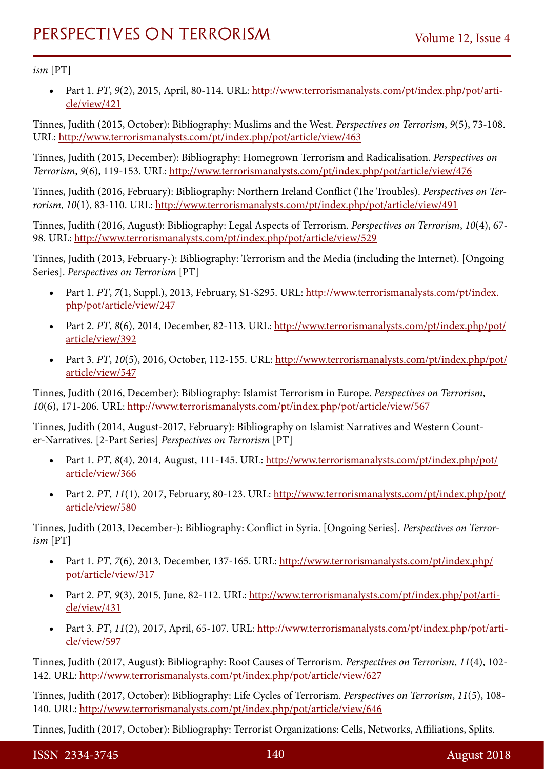*ism* [PT]

- Part 1. *PT*, *9*(2), 2015, April, 80-114. URL: http://www.terrorismanalysts.com/pt/index.php/pot/article/view/421

Tinnes, Judith (2015, October): Bibliography: Muslims and the West. *Perspectives on Terrorism*, *9*(5), 73-108. URL: http://www.terrorismanalysts.com/pt/index.php/pot/article/view/463

Tinnes, Judith (2015, December): Bibliography: Homegrown Terrorism and Radicalisation. *Perspectives on Terrorism*, *9*(6), 119-153. URL: http://www.terrorismanalysts.com/pt/index.php/pot/article/view/476

Tinnes, Judith (2016, February): Bibliography: Northern Ireland Conflict (The Troubles). *Perspectives on Terrorism*, *10*(1), 83-110. URL: http://www.terrorismanalysts.com/pt/index.php/pot/article/view/491

Tinnes, Judith (2016, August): Bibliography: Legal Aspects of Terrorism. *Perspectives on Terrorism*, *10*(4), 67-98. URL: http://www.terrorismanalysts.com/pt/index.php/pot/article/view/529

Tinnes, Judith (2013, February-): Bibliography: Terrorism and the Media (including the Internet). [Ongoing Series]. *Perspectives on Terrorism* [PT]

- Part 1. *PT*, *7*(1, Suppl.), 2013, February, S1-S295. URL: http://www.terrorismanalysts.com/pt/index.php/pot/article/view/247
- Part 2. *PT*, *8*(6), 2014, December, 82-113. URL: http://www.terrorismanalysts.com/pt/index.php/pot/article/view/392
- Part 3. *PT*, *10*(5), 2016, October, 112-155. URL: http://www.terrorismanalysts.com/pt/index.php/pot/article/view/547

Tinnes, Judith (2016, December): Bibliography: Islamist Terrorism in Europe. *Perspectives on Terrorism*, *10*(6), 171-206. URL: http://www.terrorismanalysts.com/pt/index.php/pot/article/view/567

Tinnes, Judith (2014, August-2017, February): Bibliography on Islamist Narratives and Western Counter-Narratives. [2-Part Series] *Perspectives on Terrorism* [PT]

- Part 1. *PT*, *8*(4), 2014, August, 111-145. URL: http://www.terrorismanalysts.com/pt/index.php/pot/article/view/366
- Part 2. *PT*, *11*(1), 2017, February, 80-123. URL: http://www.terrorismanalysts.com/pt/index.php/pot/article/view/580

Tinnes, Judith (2013, December-): Bibliography: Conflict in Syria. [Ongoing Series]. *Perspectives on Terrorism* [PT]

- Part 1. *PT*, *7*(6), 2013, December, 137-165. URL: http://www.terrorismanalysts.com/pt/index.php/pot/article/view/317
- Part 2. *PT*, *9*(3), 2015, June, 82-112. URL: http://www.terrorismanalysts.com/pt/index.php/pot/article/view/431
- Part 3. *PT*, *11*(2), 2017, April, 65-107. URL: http://www.terrorismanalysts.com/pt/index.php/pot/article/view/597

Tinnes, Judith (2017, August): Bibliography: Root Causes of Terrorism. *Perspectives on Terrorism*, *11*(4), 102-142. URL: http://www.terrorismanalysts.com/pt/index.php/pot/article/view/627

Tinnes, Judith (2017, October): Bibliography: Life Cycles of Terrorism. *Perspectives on Terrorism*, *11*(5), 108-140. URL: http://www.terrorismanalysts.com/pt/index.php/pot/article/view/646

Tinnes, Judith (2017, October): Bibliography: Terrorist Organizations: Cells, Networks, Affiliations, Splits.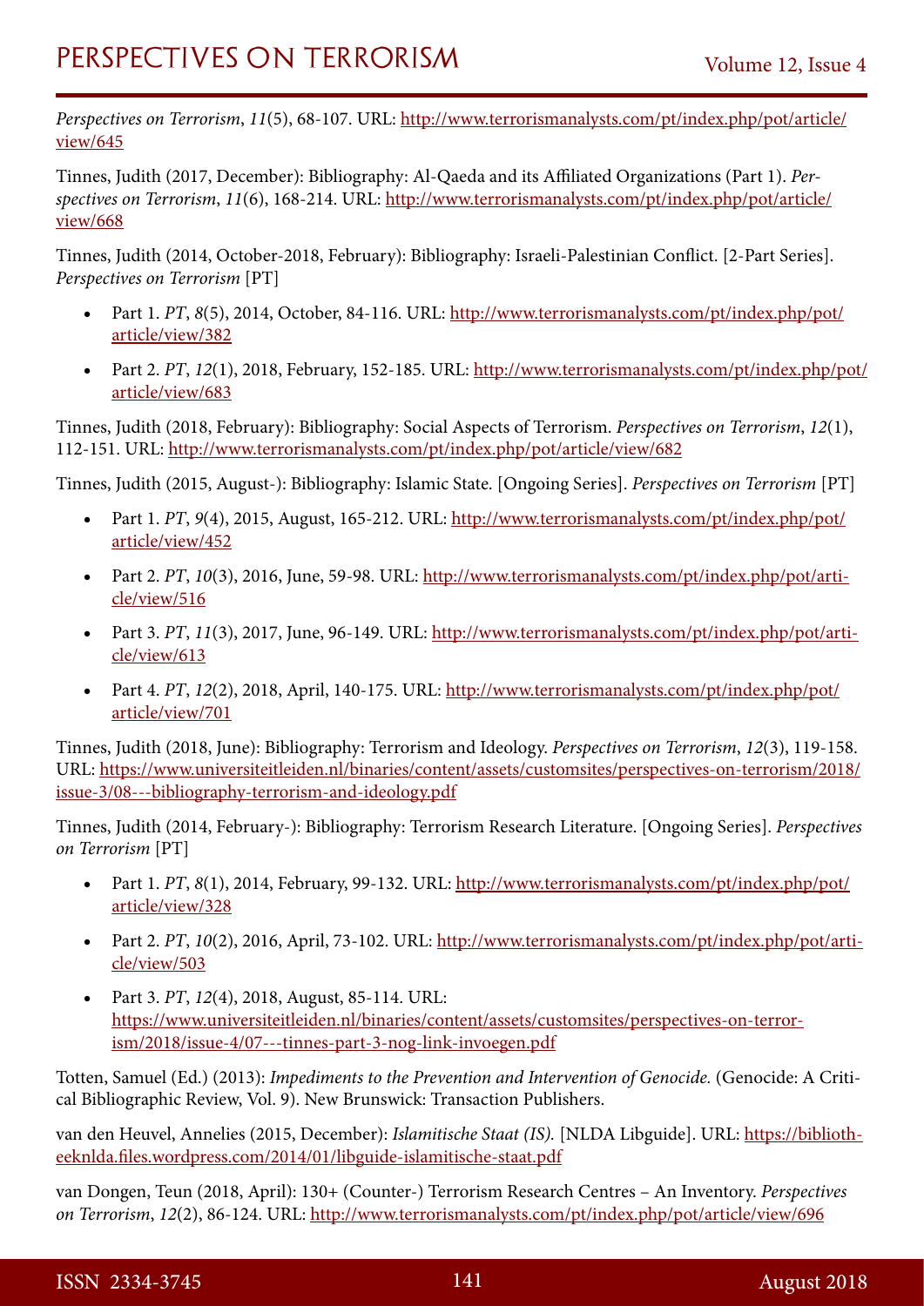*Perspectives on Terrorism*, *11*(5), 68-107. URL: http://www.terrorismanalysts.com/pt/index.php/pot/article/view/645

Tinnes, Judith (2017, December): Bibliography: Al-Qaeda and its Affiliated Organizations (Part 1). *Perspectives on Terrorism*, *11*(6), 168-214. URL: http://www.terrorismanalysts.com/pt/index.php/pot/article/view/668

Tinnes, Judith (2014, October-2018, February): Bibliography: Israeli-Palestinian Conflict. [2-Part Series]. *Perspectives on Terrorism* [PT]

- Part 1. *PT*, *8*(5), 2014, October, 84-116. URL: http://www.terrorismanalysts.com/pt/index.php/pot/article/view/382
- Part 2. *PT*, *12*(1), 2018, February, 152-185. URL: http://www.terrorismanalysts.com/pt/index.php/pot/article/view/683

Tinnes, Judith (2018, February): Bibliography: Social Aspects of Terrorism. *Perspectives on Terrorism*, *12*(1), 112-151. URL: http://www.terrorismanalysts.com/pt/index.php/pot/article/view/682

Tinnes, Judith (2015, August-): Bibliography: Islamic State. [Ongoing Series]. *Perspectives on Terrorism* [PT]

- Part 1. *PT*, *9*(4), 2015, August, 165-212. URL: http://www.terrorismanalysts.com/pt/index.php/pot/article/view/452
- Part 2. *PT*, *10*(3), 2016, June, 59-98. URL: http://www.terrorismanalysts.com/pt/index.php/pot/article/view/516
- Part 3. *PT*, *11*(3), 2017, June, 96-149. URL: http://www.terrorismanalysts.com/pt/index.php/pot/article/view/613
- Part 4. *PT*, *12*(2), 2018, April, 140-175. URL: http://www.terrorismanalysts.com/pt/index.php/pot/article/view/701

Tinnes, Judith (2018, June): Bibliography: Terrorism and Ideology. *Perspectives on Terrorism*, *12*(3), 119-158. URL: https://www.universiteitleiden.nl/binaries/content/assets/customsites/perspectives-on-terrorism/2018/issue-3/08---bibliography-terrorism-and-ideology.pdf

Tinnes, Judith (2014, February-): Bibliography: Terrorism Research Literature. [Ongoing Series]. *Perspectives on Terrorism* [PT]

- Part 1. *PT*, *8*(1), 2014, February, 99-132. URL: http://www.terrorismanalysts.com/pt/index.php/pot/article/view/328
- Part 2. *PT*, *10*(2), 2016, April, 73-102. URL: http://www.terrorismanalysts.com/pt/index.php/pot/article/view/503
- Part 3. *PT*, *12*(4), 2018, August, 85-114. URL: https://www.universiteitleiden.nl/binaries/content/assets/customsites/perspectives-on-terrorism/2018/issue-4/07---tinnes-part-3-nog-link-invoegen.pdf

Totten, Samuel (Ed.) (2013): *Impediments to the Prevention and Intervention of Genocide.* (Genocide: A Critical Bibliographic Review, Vol. 9). New Brunswick: Transaction Publishers.

van den Heuvel, Annelies (2015, December): *Islamitische Staat (IS).* [NLDA Libguide]. URL: https://bibliotheeknlda.files.wordpress.com/2014/01/libguide-islamitische-staat.pdf

van Dongen, Teun (2018, April): 130+ (Counter-) Terrorism Research Centres – An Inventory. *Perspectives on Terrorism*, *12*(2), 86-124. URL: http://www.terrorismanalysts.com/pt/index.php/pot/article/view/696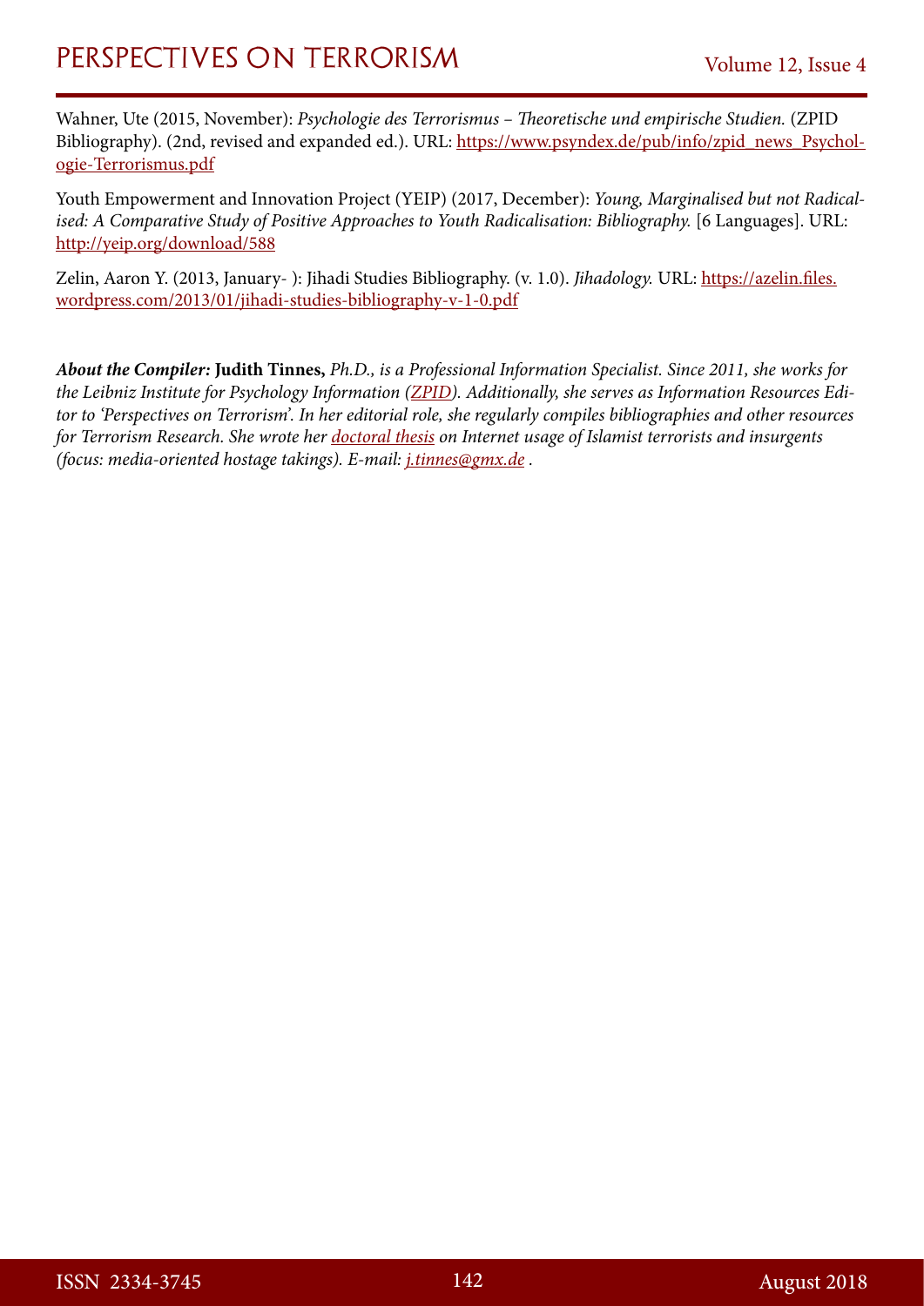Wahner, Ute (2015, November): *Psychologie des Terrorismus – Theoretische und empirische Studien.* (ZPID Bibliography). (2nd, revised and expanded ed.). URL: https://www.psyndex.de/pub/info/zpid_news_Psychologie-Terrorismus.pdf

Youth Empowerment and Innovation Project (YEIP) (2017, December): *Young, Marginalised but not Radicalised: A Comparative Study of Positive Approaches to Youth Radicalisation: Bibliography.* [6 Languages]. URL: http://yeip.org/download/588

Zelin, Aaron Y. (2013, January- ): Jihadi Studies Bibliography. (v. 1.0). *Jihadology.* URL: https://azelin.files.wordpress.com/2013/01/jihadi-studies-bibliography-v-1-0.pdf

***About the Compiler:*** **Judith Tinnes,** *Ph.D., is a Professional Information Specialist. Since 2011, she works for the Leibniz Institute for Psychology Information (ZPID). Additionally, she serves as Information Resources Editor to 'Perspectives on Terrorism'. In her editorial role, she regularly compiles bibliographies and other resources for Terrorism Research. She wrote her doctoral thesis on Internet usage of Islamist terrorists and insurgents (focus: media-oriented hostage takings). E-mail: j.tinnes@gmx.de .*